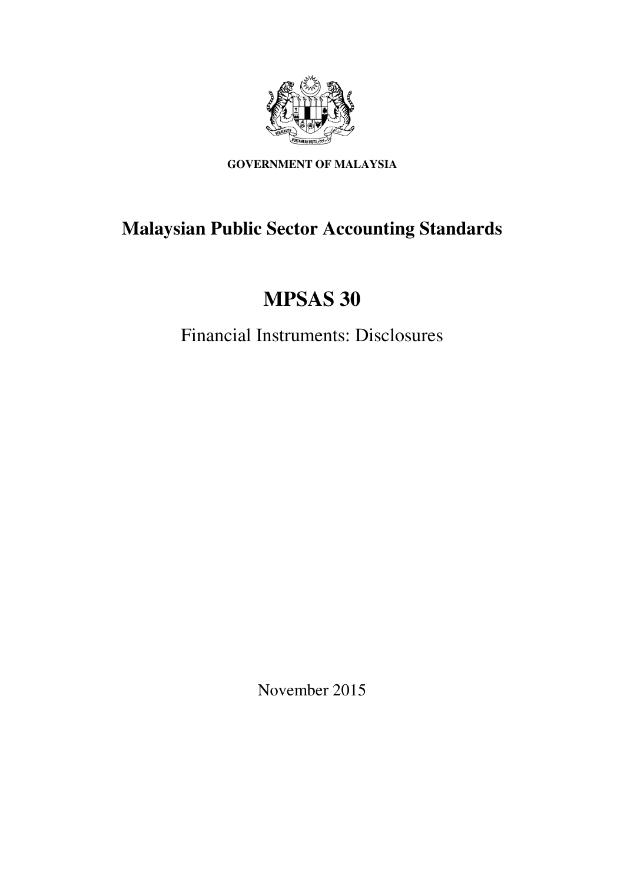**GOVERNMENT OF MALAYSIA**

# Malaysian Public Sector Accounting Standards

# MPSAS 30

## Financial Instruments: Disclosures

November 2015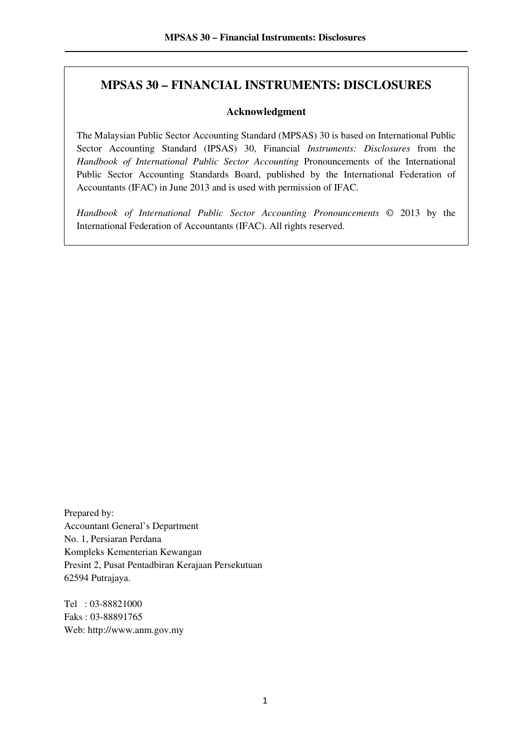# MPSAS 30 – FINANCIAL INSTRUMENTS: DISCLOSURES

## Acknowledgment

The Malaysian Public Sector Accounting Standard (MPSAS) 30 is based on International Public Sector Accounting Standard (IPSAS) 30, Financial *Instruments: Disclosures* from the *Handbook of International Public Sector Accounting* Pronouncements of the International Public Sector Accounting Standards Board, published by the International Federation of Accountants (IFAC) in June 2013 and is used with permission of IFAC.

*Handbook of International Public Sector Accounting Pronouncements* © 2013 by the International Federation of Accountants (IFAC). All rights reserved.

Prepared by:
Accountant General's Department
No. 1, Persiaran Perdana
Kompleks Kementerian Kewangan
Presint 2, Pusat Pentadbiran Kerajaan Persekutuan
62594 Putrajaya.

Tel : 03-88821000
Faks : 03-88891765
Web: http://www.anm.gov.my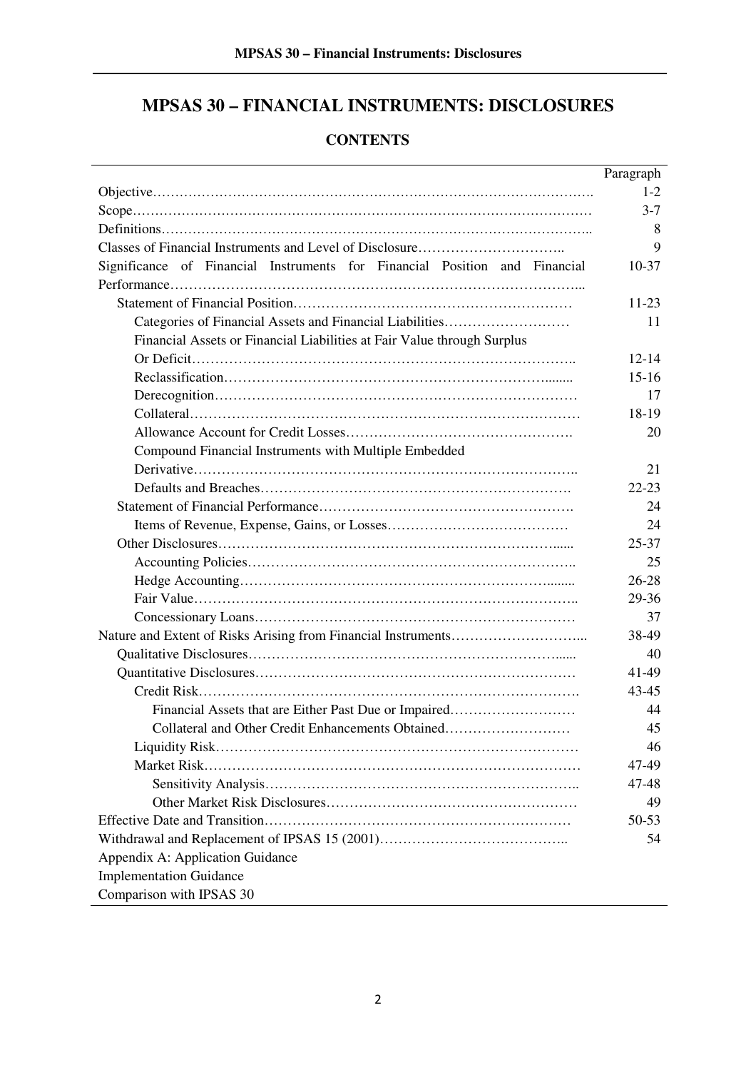# MPSAS 30 – FINANCIAL INSTRUMENTS: DISCLOSURES

## CONTENTS

| | Paragraph |
|---|---|
| Objective | 1-2 |
| Scope | 3-7 |
| Definitions | 8 |
| Classes of Financial Instruments and Level of Disclosure | 9 |
| Significance of Financial Instruments for Financial Position and Financial Performance | 10-37 |
| Statement of Financial Position | 11-23 |
| Categories of Financial Assets and Financial Liabilities | 11 |
| Financial Assets or Financial Liabilities at Fair Value through Surplus Or Deficit | 12-14 |
| Reclassification | 15-16 |
| Derecognition | 17 |
| Collateral | 18-19 |
| Allowance Account for Credit Losses | 20 |
| Compound Financial Instruments with Multiple Embedded Derivative | 21 |
| Defaults and Breaches | 22-23 |
| Statement of Financial Performance | 24 |
| Items of Revenue, Expense, Gains, or Losses | 24 |
| Other Disclosures | 25-37 |
| Accounting Policies | 25 |
| Hedge Accounting | 26-28 |
| Fair Value | 29-36 |
| Concessionary Loans | 37 |
| Nature and Extent of Risks Arising from Financial Instruments | 38-49 |
| Qualitative Disclosures | 40 |
| Quantitative Disclosures | 41-49 |
| Credit Risk | 43-45 |
| Financial Assets that are Either Past Due or Impaired | 44 |
| Collateral and Other Credit Enhancements Obtained | 45 |
| Liquidity Risk | 46 |
| Market Risk | 47-49 |
| Sensitivity Analysis | 47-48 |
| Other Market Risk Disclosures | 49 |
| Effective Date and Transition | 50-53 |
| Withdrawal and Replacement of IPSAS 15 (2001) | 54 |
| Appendix A: Application Guidance | |
| Implementation Guidance | |
| Comparison with IPSAS 30 | |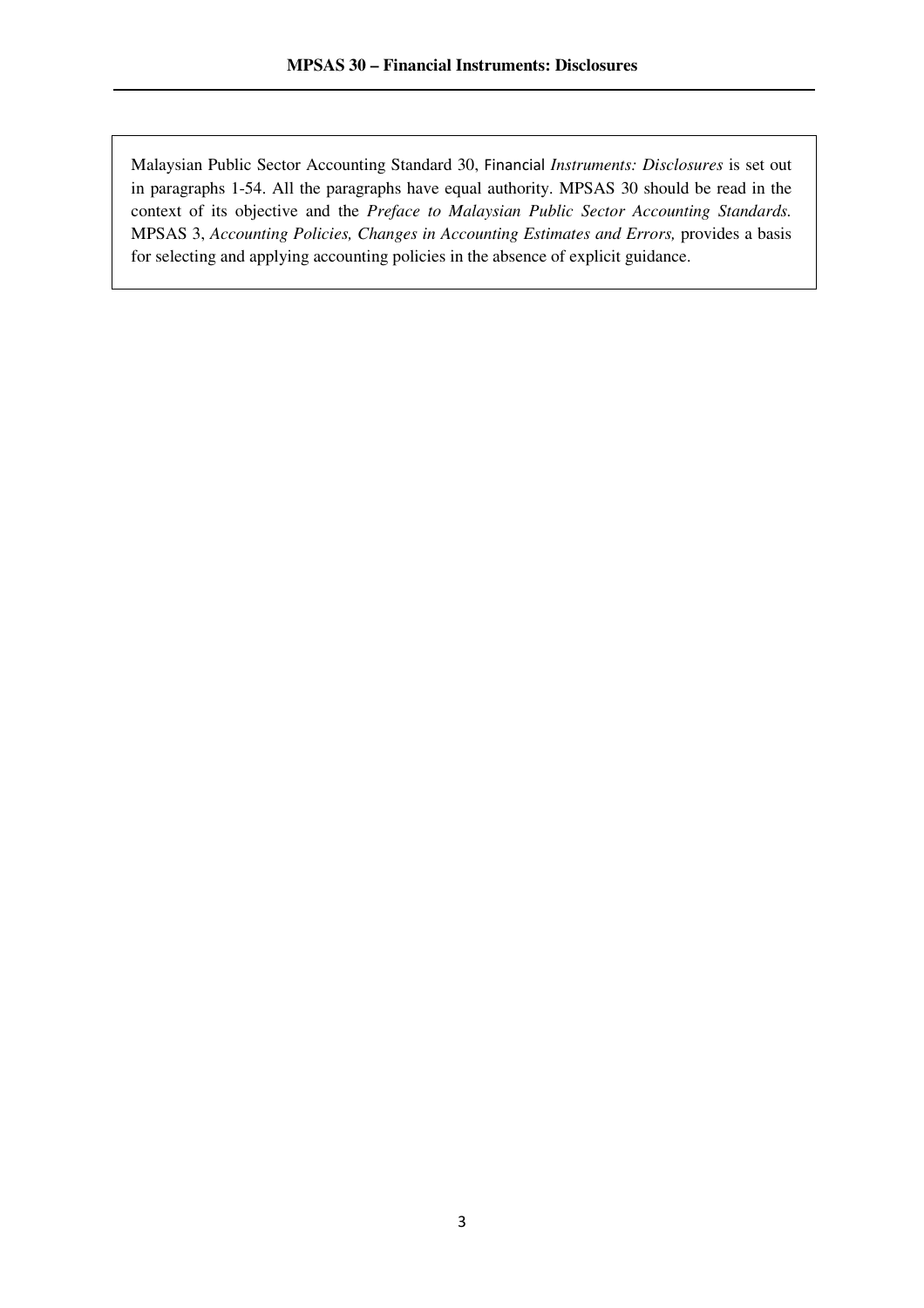Malaysian Public Sector Accounting Standard 30, Financial *Instruments: Disclosures* is set out in paragraphs 1-54. All the paragraphs have equal authority. MPSAS 30 should be read in the context of its objective and the *Preface to Malaysian Public Sector Accounting Standards.* MPSAS 3, *Accounting Policies, Changes in Accounting Estimates and Errors,* provides a basis for selecting and applying accounting policies in the absence of explicit guidance.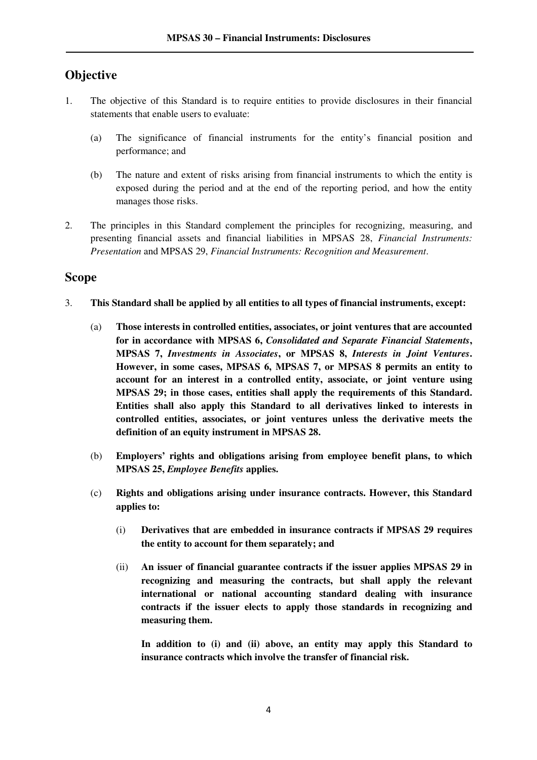## Objective

1. The objective of this Standard is to require entities to provide disclosures in their financial statements that enable users to evaluate:

   (a) The significance of financial instruments for the entity's financial position and performance; and

   (b) The nature and extent of risks arising from financial instruments to which the entity is exposed during the period and at the end of the reporting period, and how the entity manages those risks.

2. The principles in this Standard complement the principles for recognizing, measuring, and presenting financial assets and financial liabilities in MPSAS 28, *Financial Instruments: Presentation* and MPSAS 29, *Financial Instruments: Recognition and Measurement*.

## Scope

3. **This Standard shall be applied by all entities to all types of financial instruments, except:**

   (a) **Those interests in controlled entities, associates, or joint ventures that are accounted for in accordance with MPSAS 6, *Consolidated and Separate Financial Statements*, MPSAS 7, *Investments in Associates*, or MPSAS 8, *Interests in Joint Ventures*. However, in some cases, MPSAS 6, MPSAS 7, or MPSAS 8 permits an entity to account for an interest in a controlled entity, associate, or joint venture using MPSAS 29; in those cases, entities shall apply the requirements of this Standard. Entities shall also apply this Standard to all derivatives linked to interests in controlled entities, associates, or joint ventures unless the derivative meets the definition of an equity instrument in MPSAS 28.**

   (b) **Employers' rights and obligations arising from employee benefit plans, to which MPSAS 25, *Employee Benefits* applies.**

   (c) **Rights and obligations arising under insurance contracts. However, this Standard applies to:**

      (i) **Derivatives that are embedded in insurance contracts if MPSAS 29 requires the entity to account for them separately; and**

      (ii) **An issuer of financial guarantee contracts if the issuer applies MPSAS 29 in recognizing and measuring the contracts, but shall apply the relevant international or national accounting standard dealing with insurance contracts if the issuer elects to apply those standards in recognizing and measuring them.**

      **In addition to (i) and (ii) above, an entity may apply this Standard to insurance contracts which involve the transfer of financial risk.**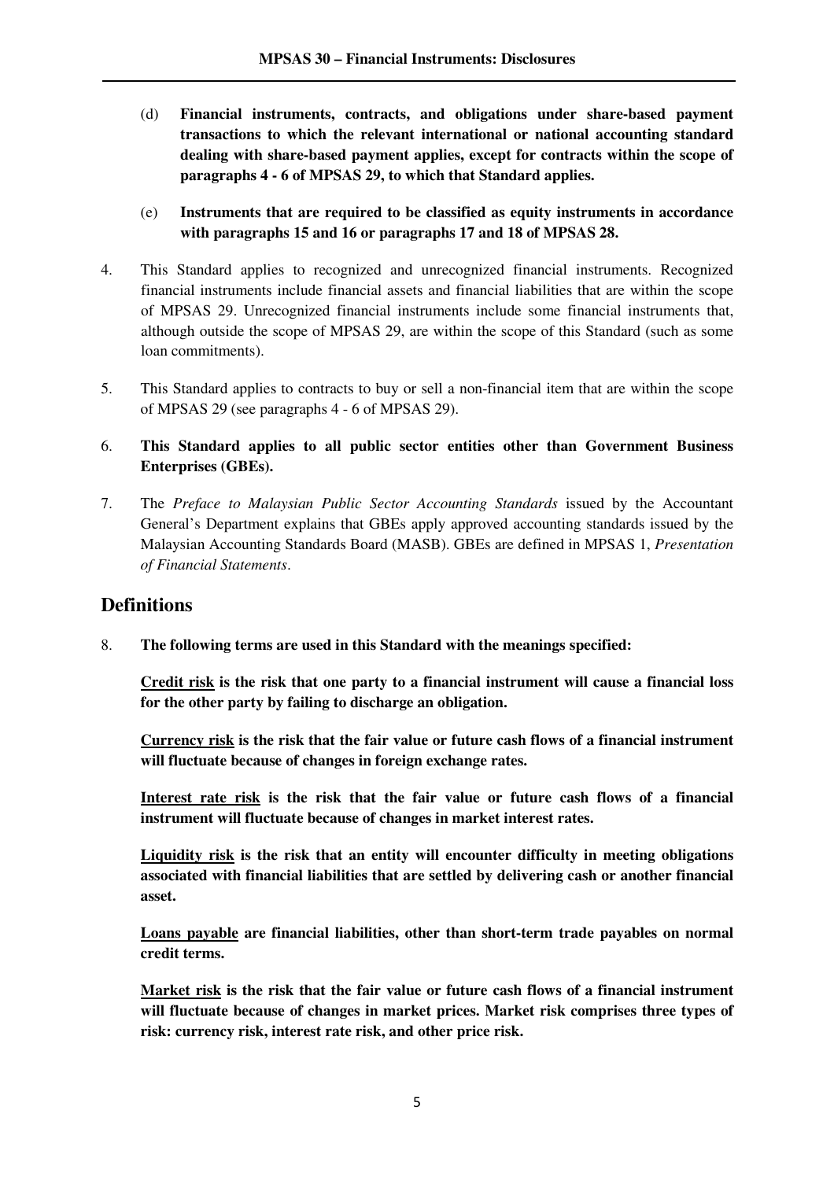(d) **Financial instruments, contracts, and obligations under share-based payment transactions to which the relevant international or national accounting standard dealing with share-based payment applies, except for contracts within the scope of paragraphs 4 - 6 of MPSAS 29, to which that Standard applies.**

(e) **Instruments that are required to be classified as equity instruments in accordance with paragraphs 15 and 16 or paragraphs 17 and 18 of MPSAS 28.**

4. This Standard applies to recognized and unrecognized financial instruments. Recognized financial instruments include financial assets and financial liabilities that are within the scope of MPSAS 29. Unrecognized financial instruments include some financial instruments that, although outside the scope of MPSAS 29, are within the scope of this Standard (such as some loan commitments).

5. This Standard applies to contracts to buy or sell a non-financial item that are within the scope of MPSAS 29 (see paragraphs 4 - 6 of MPSAS 29).

6. **This Standard applies to all public sector entities other than Government Business Enterprises (GBEs).**

7. The *Preface to Malaysian Public Sector Accounting Standards* issued by the Accountant General's Department explains that GBEs apply approved accounting standards issued by the Malaysian Accounting Standards Board (MASB). GBEs are defined in MPSAS 1, *Presentation of Financial Statements*.

## Definitions

8. **The following terms are used in this Standard with the meanings specified:**

**<u>Credit risk</u> is the risk that one party to a financial instrument will cause a financial loss for the other party by failing to discharge an obligation.**

**<u>Currency risk</u> is the risk that the fair value or future cash flows of a financial instrument will fluctuate because of changes in foreign exchange rates.**

**<u>Interest rate risk</u> is the risk that the fair value or future cash flows of a financial instrument will fluctuate because of changes in market interest rates.**

**<u>Liquidity risk</u> is the risk that an entity will encounter difficulty in meeting obligations associated with financial liabilities that are settled by delivering cash or another financial asset.**

**<u>Loans payable</u> are financial liabilities, other than short-term trade payables on normal credit terms.**

**<u>Market risk</u> is the risk that the fair value or future cash flows of a financial instrument will fluctuate because of changes in market prices. Market risk comprises three types of risk: currency risk, interest rate risk, and other price risk.**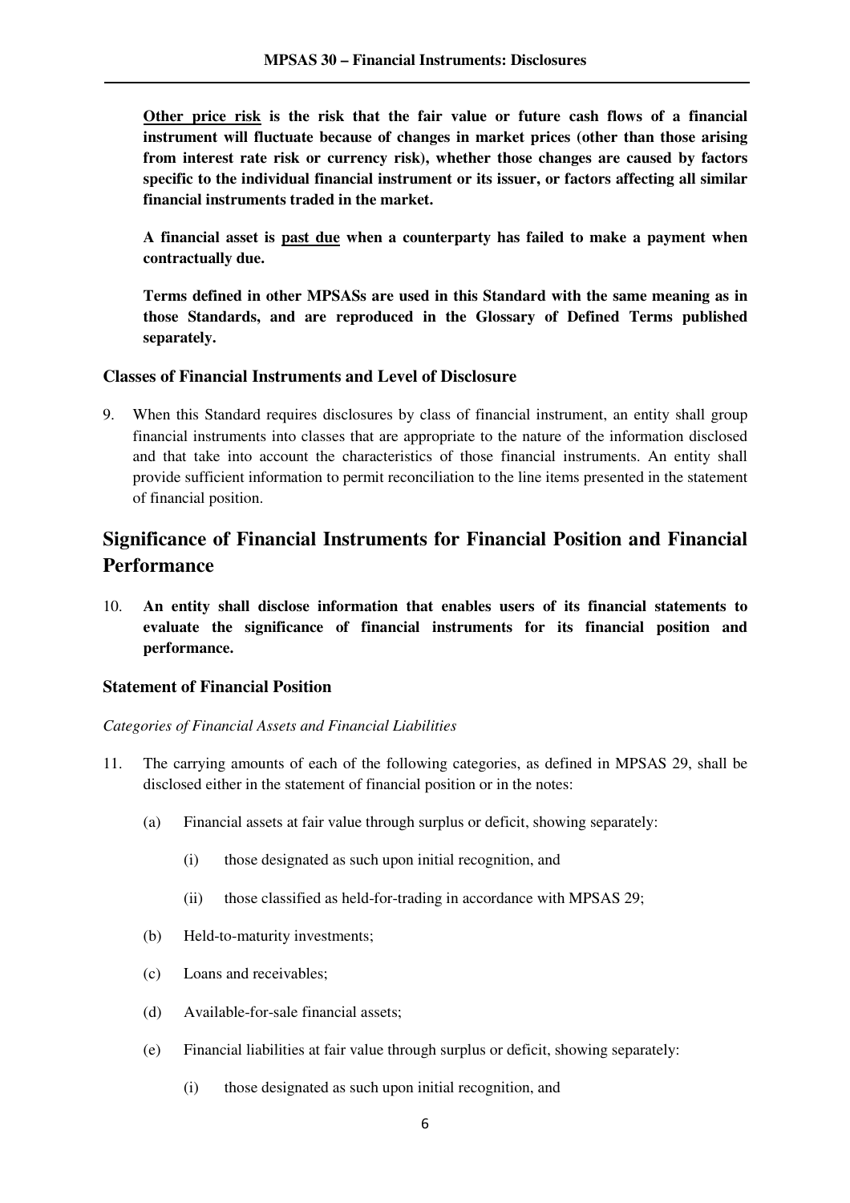**Other price risk is the risk that the fair value or future cash flows of a financial instrument will fluctuate because of changes in market prices (other than those arising from interest rate risk or currency risk), whether those changes are caused by factors specific to the individual financial instrument or its issuer, or factors affecting all similar financial instruments traded in the market.**

**A financial asset is past due when a counterparty has failed to make a payment when contractually due.**

**Terms defined in other MPSASs are used in this Standard with the same meaning as in those Standards, and are reproduced in the Glossary of Defined Terms published separately.**

### Classes of Financial Instruments and Level of Disclosure

9. When this Standard requires disclosures by class of financial instrument, an entity shall group financial instruments into classes that are appropriate to the nature of the information disclosed and that take into account the characteristics of those financial instruments. An entity shall provide sufficient information to permit reconciliation to the line items presented in the statement of financial position.

## Significance of Financial Instruments for Financial Position and Financial Performance

10. **An entity shall disclose information that enables users of its financial statements to evaluate the significance of financial instruments for its financial position and performance.**

### Statement of Financial Position

*Categories of Financial Assets and Financial Liabilities*

11. The carrying amounts of each of the following categories, as defined in MPSAS 29, shall be disclosed either in the statement of financial position or in the notes:

    (a) Financial assets at fair value through surplus or deficit, showing separately:

        (i) those designated as such upon initial recognition, and

        (ii) those classified as held-for-trading in accordance with MPSAS 29;

    (b) Held-to-maturity investments;

    (c) Loans and receivables;

    (d) Available-for-sale financial assets;

    (e) Financial liabilities at fair value through surplus or deficit, showing separately:

        (i) those designated as such upon initial recognition, and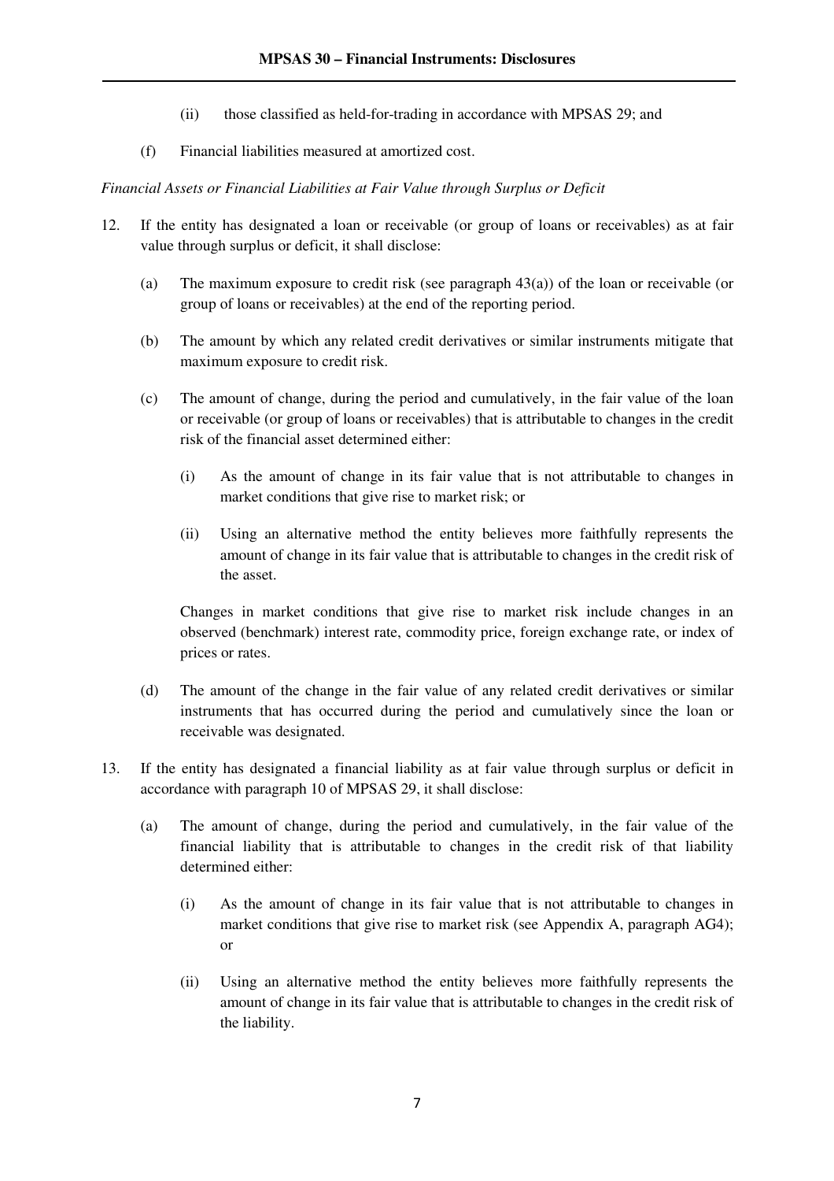(ii) those classified as held-for-trading in accordance with MPSAS 29; and

(f) Financial liabilities measured at amortized cost.

*Financial Assets or Financial Liabilities at Fair Value through Surplus or Deficit*

12. If the entity has designated a loan or receivable (or group of loans or receivables) as at fair value through surplus or deficit, it shall disclose:

    (a) The maximum exposure to credit risk (see paragraph 43(a)) of the loan or receivable (or group of loans or receivables) at the end of the reporting period.

    (b) The amount by which any related credit derivatives or similar instruments mitigate that maximum exposure to credit risk.

    (c) The amount of change, during the period and cumulatively, in the fair value of the loan or receivable (or group of loans or receivables) that is attributable to changes in the credit risk of the financial asset determined either:

        (i) As the amount of change in its fair value that is not attributable to changes in market conditions that give rise to market risk; or

        (ii) Using an alternative method the entity believes more faithfully represents the amount of change in its fair value that is attributable to changes in the credit risk of the asset.

        Changes in market conditions that give rise to market risk include changes in an observed (benchmark) interest rate, commodity price, foreign exchange rate, or index of prices or rates.

    (d) The amount of the change in the fair value of any related credit derivatives or similar instruments that has occurred during the period and cumulatively since the loan or receivable was designated.

13. If the entity has designated a financial liability as at fair value through surplus or deficit in accordance with paragraph 10 of MPSAS 29, it shall disclose:

    (a) The amount of change, during the period and cumulatively, in the fair value of the financial liability that is attributable to changes in the credit risk of that liability determined either:

        (i) As the amount of change in its fair value that is not attributable to changes in market conditions that give rise to market risk (see Appendix A, paragraph AG4); or

        (ii) Using an alternative method the entity believes more faithfully represents the amount of change in its fair value that is attributable to changes in the credit risk of the liability.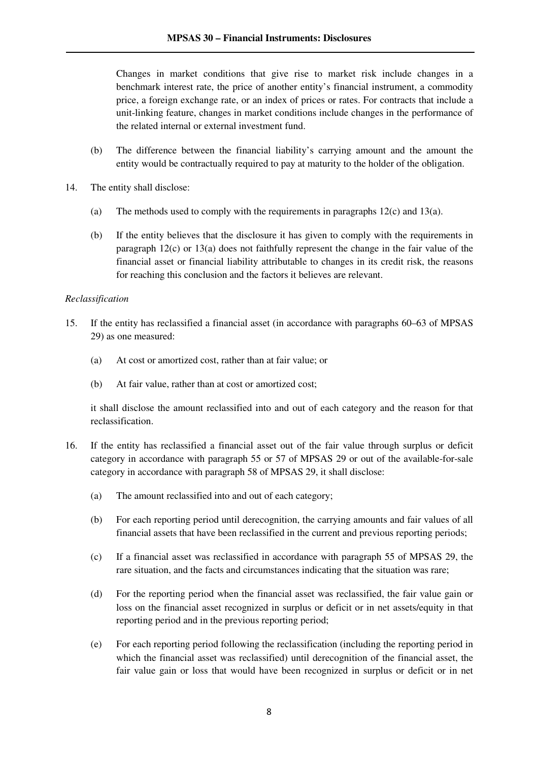Changes in market conditions that give rise to market risk include changes in a benchmark interest rate, the price of another entity's financial instrument, a commodity price, a foreign exchange rate, or an index of prices or rates. For contracts that include a unit-linking feature, changes in market conditions include changes in the performance of the related internal or external investment fund.

(b) The difference between the financial liability's carrying amount and the amount the entity would be contractually required to pay at maturity to the holder of the obligation.

14. The entity shall disclose:

  (a) The methods used to comply with the requirements in paragraphs 12(c) and 13(a).

  (b) If the entity believes that the disclosure it has given to comply with the requirements in paragraph 12(c) or 13(a) does not faithfully represent the change in the fair value of the financial asset or financial liability attributable to changes in its credit risk, the reasons for reaching this conclusion and the factors it believes are relevant.

*Reclassification*

15. If the entity has reclassified a financial asset (in accordance with paragraphs 60–63 of MPSAS 29) as one measured:

  (a) At cost or amortized cost, rather than at fair value; or

  (b) At fair value, rather than at cost or amortized cost;

  it shall disclose the amount reclassified into and out of each category and the reason for that reclassification.

16. If the entity has reclassified a financial asset out of the fair value through surplus or deficit category in accordance with paragraph 55 or 57 of MPSAS 29 or out of the available-for-sale category in accordance with paragraph 58 of MPSAS 29, it shall disclose:

  (a) The amount reclassified into and out of each category;

  (b) For each reporting period until derecognition, the carrying amounts and fair values of all financial assets that have been reclassified in the current and previous reporting periods;

  (c) If a financial asset was reclassified in accordance with paragraph 55 of MPSAS 29, the rare situation, and the facts and circumstances indicating that the situation was rare;

  (d) For the reporting period when the financial asset was reclassified, the fair value gain or loss on the financial asset recognized in surplus or deficit or in net assets/equity in that reporting period and in the previous reporting period;

  (e) For each reporting period following the reclassification (including the reporting period in which the financial asset was reclassified) until derecognition of the financial asset, the fair value gain or loss that would have been recognized in surplus or deficit or in net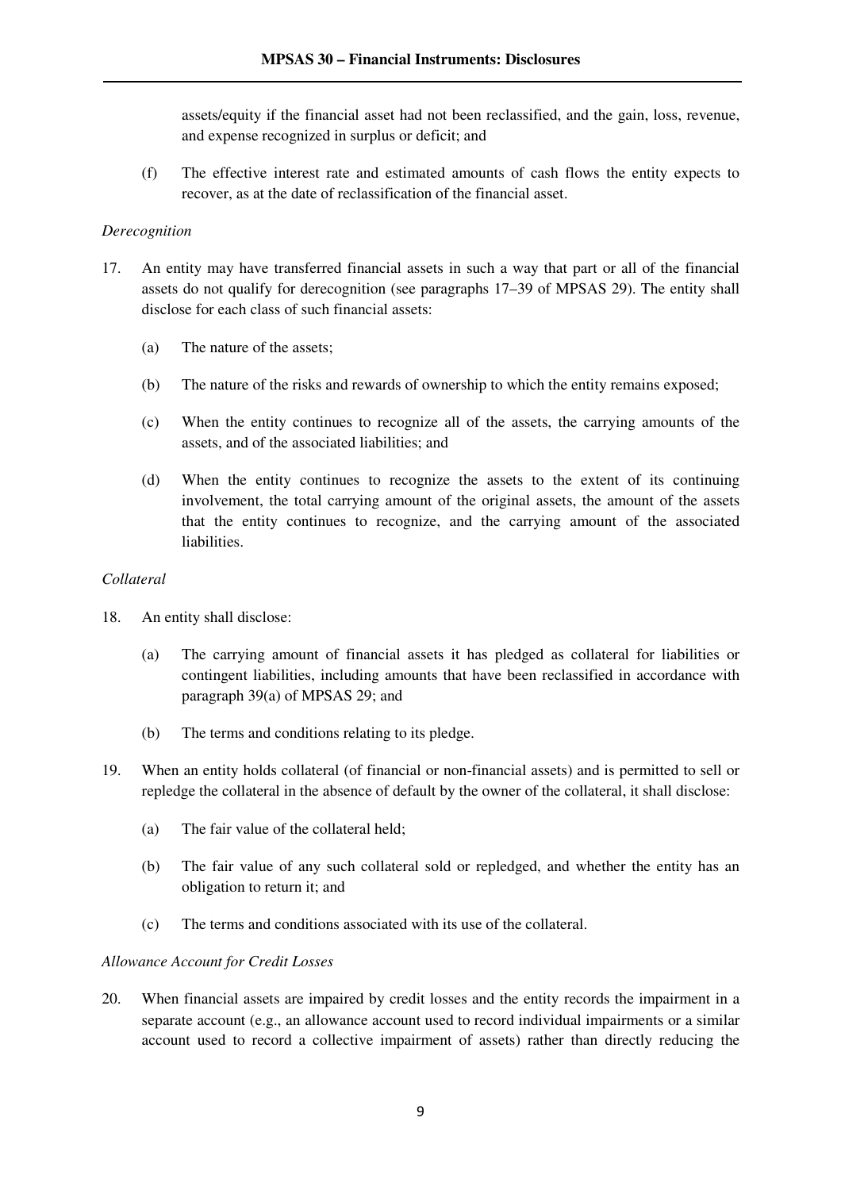assets/equity if the financial asset had not been reclassified, and the gain, loss, revenue, and expense recognized in surplus or deficit; and

(f) The effective interest rate and estimated amounts of cash flows the entity expects to recover, as at the date of reclassification of the financial asset.

*Derecognition*

17. An entity may have transferred financial assets in such a way that part or all of the financial assets do not qualify for derecognition (see paragraphs 17–39 of MPSAS 29). The entity shall disclose for each class of such financial assets:

    (a) The nature of the assets;

    (b) The nature of the risks and rewards of ownership to which the entity remains exposed;

    (c) When the entity continues to recognize all of the assets, the carrying amounts of the assets, and of the associated liabilities; and

    (d) When the entity continues to recognize the assets to the extent of its continuing involvement, the total carrying amount of the original assets, the amount of the assets that the entity continues to recognize, and the carrying amount of the associated liabilities.

*Collateral*

18. An entity shall disclose:

    (a) The carrying amount of financial assets it has pledged as collateral for liabilities or contingent liabilities, including amounts that have been reclassified in accordance with paragraph 39(a) of MPSAS 29; and

    (b) The terms and conditions relating to its pledge.

19. When an entity holds collateral (of financial or non-financial assets) and is permitted to sell or repledge the collateral in the absence of default by the owner of the collateral, it shall disclose:

    (a) The fair value of the collateral held;

    (b) The fair value of any such collateral sold or repledged, and whether the entity has an obligation to return it; and

    (c) The terms and conditions associated with its use of the collateral.

*Allowance Account for Credit Losses*

20. When financial assets are impaired by credit losses and the entity records the impairment in a separate account (e.g., an allowance account used to record individual impairments or a similar account used to record a collective impairment of assets) rather than directly reducing the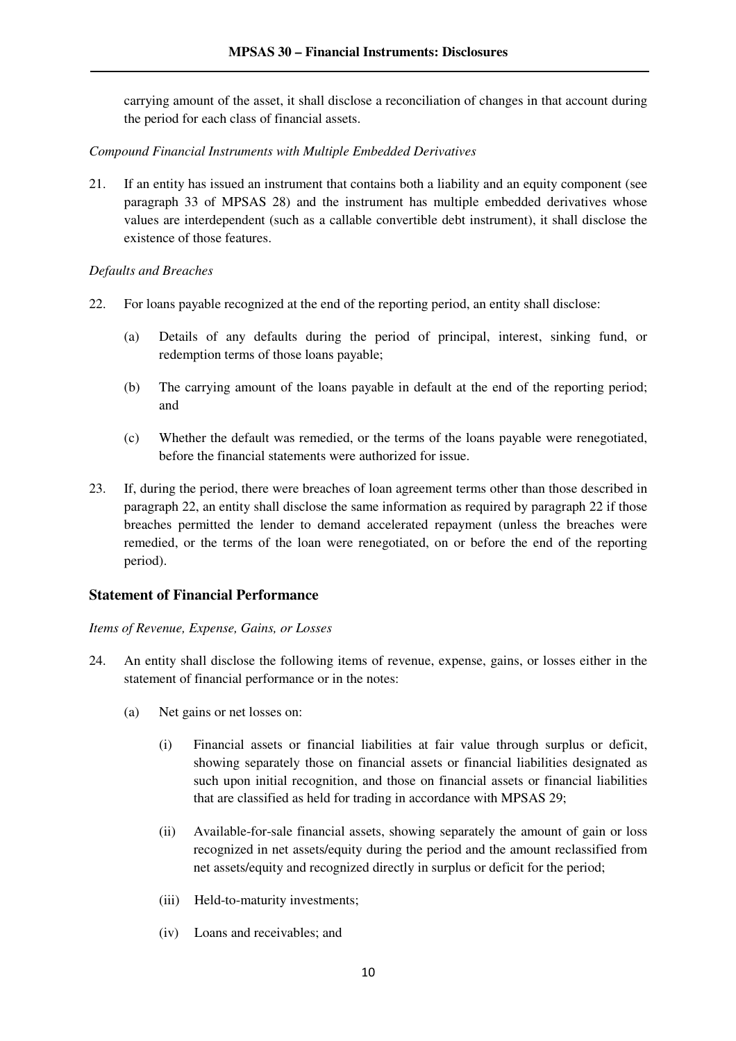carrying amount of the asset, it shall disclose a reconciliation of changes in that account during the period for each class of financial assets.

*Compound Financial Instruments with Multiple Embedded Derivatives*

21. If an entity has issued an instrument that contains both a liability and an equity component (see paragraph 33 of MPSAS 28) and the instrument has multiple embedded derivatives whose values are interdependent (such as a callable convertible debt instrument), it shall disclose the existence of those features.

*Defaults and Breaches*

22. For loans payable recognized at the end of the reporting period, an entity shall disclose:

    (a) Details of any defaults during the period of principal, interest, sinking fund, or redemption terms of those loans payable;

    (b) The carrying amount of the loans payable in default at the end of the reporting period; and

    (c) Whether the default was remedied, or the terms of the loans payable were renegotiated, before the financial statements were authorized for issue.

23. If, during the period, there were breaches of loan agreement terms other than those described in paragraph 22, an entity shall disclose the same information as required by paragraph 22 if those breaches permitted the lender to demand accelerated repayment (unless the breaches were remedied, or the terms of the loan were renegotiated, on or before the end of the reporting period).

## Statement of Financial Performance

*Items of Revenue, Expense, Gains, or Losses*

24. An entity shall disclose the following items of revenue, expense, gains, or losses either in the statement of financial performance or in the notes:

    (a) Net gains or net losses on:

        (i) Financial assets or financial liabilities at fair value through surplus or deficit, showing separately those on financial assets or financial liabilities designated as such upon initial recognition, and those on financial assets or financial liabilities that are classified as held for trading in accordance with MPSAS 29;

        (ii) Available-for-sale financial assets, showing separately the amount of gain or loss recognized in net assets/equity during the period and the amount reclassified from net assets/equity and recognized directly in surplus or deficit for the period;

        (iii) Held-to-maturity investments;

        (iv) Loans and receivables; and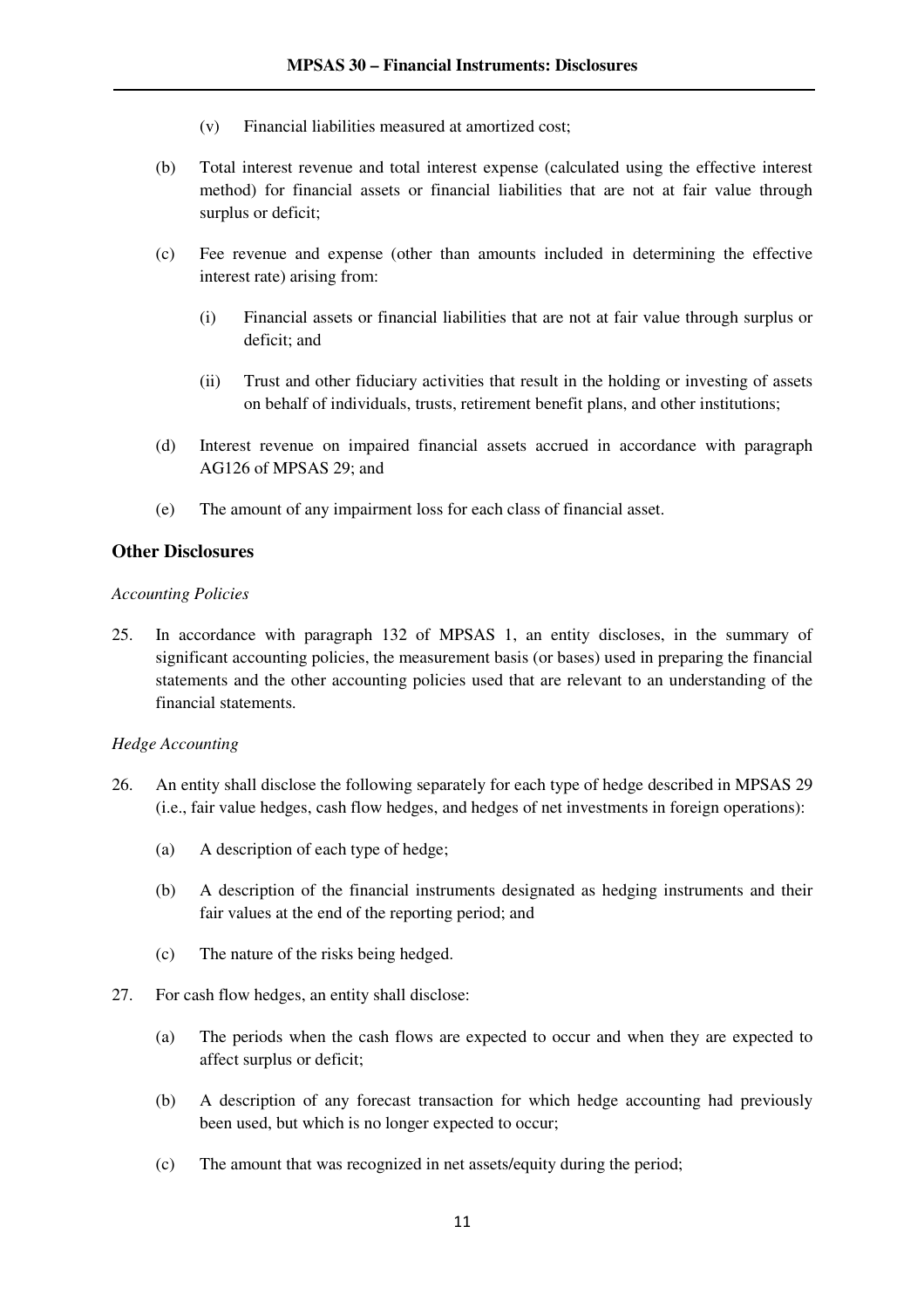(v) Financial liabilities measured at amortized cost;

(b) Total interest revenue and total interest expense (calculated using the effective interest method) for financial assets or financial liabilities that are not at fair value through surplus or deficit;

(c) Fee revenue and expense (other than amounts included in determining the effective interest rate) arising from:

(i) Financial assets or financial liabilities that are not at fair value through surplus or deficit; and

(ii) Trust and other fiduciary activities that result in the holding or investing of assets on behalf of individuals, trusts, retirement benefit plans, and other institutions;

(d) Interest revenue on impaired financial assets accrued in accordance with paragraph AG126 of MPSAS 29; and

(e) The amount of any impairment loss for each class of financial asset.

## Other Disclosures

*Accounting Policies*

25. In accordance with paragraph 132 of MPSAS 1, an entity discloses, in the summary of significant accounting policies, the measurement basis (or bases) used in preparing the financial statements and the other accounting policies used that are relevant to an understanding of the financial statements.

*Hedge Accounting*

26. An entity shall disclose the following separately for each type of hedge described in MPSAS 29 (i.e., fair value hedges, cash flow hedges, and hedges of net investments in foreign operations):

(a) A description of each type of hedge;

(b) A description of the financial instruments designated as hedging instruments and their fair values at the end of the reporting period; and

(c) The nature of the risks being hedged.

27. For cash flow hedges, an entity shall disclose:

(a) The periods when the cash flows are expected to occur and when they are expected to affect surplus or deficit;

(b) A description of any forecast transaction for which hedge accounting had previously been used, but which is no longer expected to occur;

(c) The amount that was recognized in net assets/equity during the period;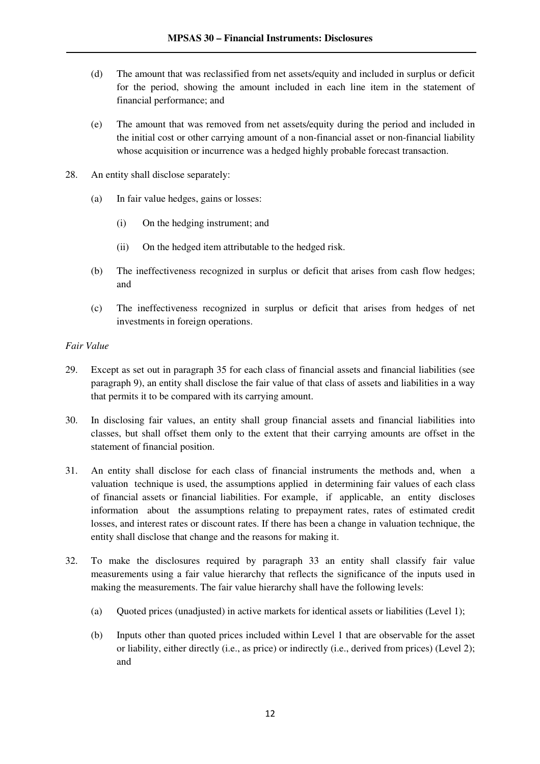(d) The amount that was reclassified from net assets/equity and included in surplus or deficit for the period, showing the amount included in each line item in the statement of financial performance; and

(e) The amount that was removed from net assets/equity during the period and included in the initial cost or other carrying amount of a non-financial asset or non-financial liability whose acquisition or incurrence was a hedged highly probable forecast transaction.

28. An entity shall disclose separately:

 (a) In fair value hedges, gains or losses:

  (i) On the hedging instrument; and

  (ii) On the hedged item attributable to the hedged risk.

 (b) The ineffectiveness recognized in surplus or deficit that arises from cash flow hedges; and

 (c) The ineffectiveness recognized in surplus or deficit that arises from hedges of net investments in foreign operations.

*Fair Value*

29. Except as set out in paragraph 35 for each class of financial assets and financial liabilities (see paragraph 9), an entity shall disclose the fair value of that class of assets and liabilities in a way that permits it to be compared with its carrying amount.

30. In disclosing fair values, an entity shall group financial assets and financial liabilities into classes, but shall offset them only to the extent that their carrying amounts are offset in the statement of financial position.

31. An entity shall disclose for each class of financial instruments the methods and, when a valuation technique is used, the assumptions applied in determining fair values of each class of financial assets or financial liabilities. For example, if applicable, an entity discloses information about the assumptions relating to prepayment rates, rates of estimated credit losses, and interest rates or discount rates. If there has been a change in valuation technique, the entity shall disclose that change and the reasons for making it.

32. To make the disclosures required by paragraph 33 an entity shall classify fair value measurements using a fair value hierarchy that reflects the significance of the inputs used in making the measurements. The fair value hierarchy shall have the following levels:

 (a) Quoted prices (unadjusted) in active markets for identical assets or liabilities (Level 1);

 (b) Inputs other than quoted prices included within Level 1 that are observable for the asset or liability, either directly (i.e., as price) or indirectly (i.e., derived from prices) (Level 2); and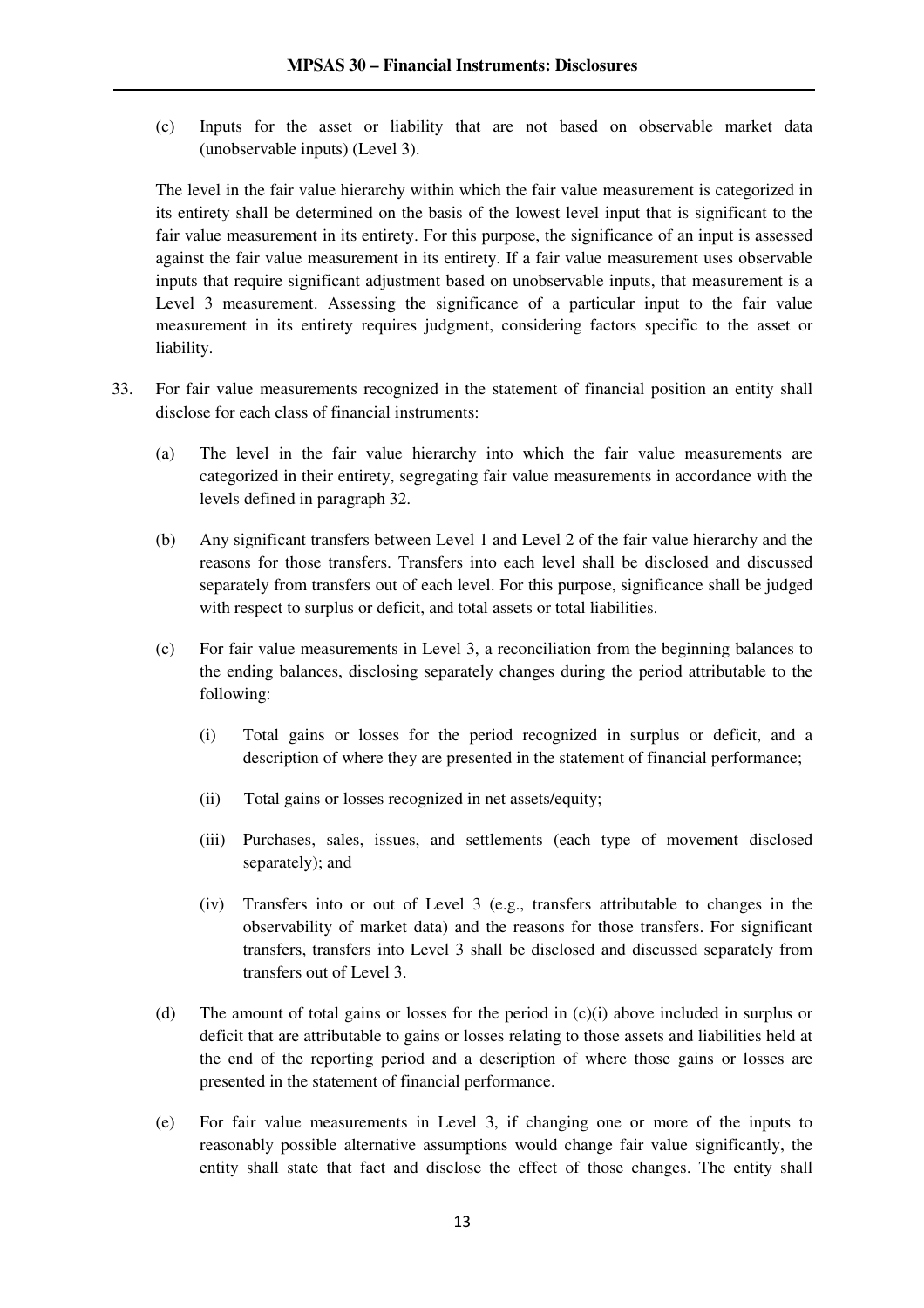(c) Inputs for the asset or liability that are not based on observable market data (unobservable inputs) (Level 3).

The level in the fair value hierarchy within which the fair value measurement is categorized in its entirety shall be determined on the basis of the lowest level input that is significant to the fair value measurement in its entirety. For this purpose, the significance of an input is assessed against the fair value measurement in its entirety. If a fair value measurement uses observable inputs that require significant adjustment based on unobservable inputs, that measurement is a Level 3 measurement. Assessing the significance of a particular input to the fair value measurement in its entirety requires judgment, considering factors specific to the asset or liability.

33. For fair value measurements recognized in the statement of financial position an entity shall disclose for each class of financial instruments:

    (a) The level in the fair value hierarchy into which the fair value measurements are categorized in their entirety, segregating fair value measurements in accordance with the levels defined in paragraph 32.

    (b) Any significant transfers between Level 1 and Level 2 of the fair value hierarchy and the reasons for those transfers. Transfers into each level shall be disclosed and discussed separately from transfers out of each level. For this purpose, significance shall be judged with respect to surplus or deficit, and total assets or total liabilities.

    (c) For fair value measurements in Level 3, a reconciliation from the beginning balances to the ending balances, disclosing separately changes during the period attributable to the following:

        (i) Total gains or losses for the period recognized in surplus or deficit, and a description of where they are presented in the statement of financial performance;

        (ii) Total gains or losses recognized in net assets/equity;

        (iii) Purchases, sales, issues, and settlements (each type of movement disclosed separately); and

        (iv) Transfers into or out of Level 3 (e.g., transfers attributable to changes in the observability of market data) and the reasons for those transfers. For significant transfers, transfers into Level 3 shall be disclosed and discussed separately from transfers out of Level 3.

    (d) The amount of total gains or losses for the period in (c)(i) above included in surplus or deficit that are attributable to gains or losses relating to those assets and liabilities held at the end of the reporting period and a description of where those gains or losses are presented in the statement of financial performance.

    (e) For fair value measurements in Level 3, if changing one or more of the inputs to reasonably possible alternative assumptions would change fair value significantly, the entity shall state that fact and disclose the effect of those changes. The entity shall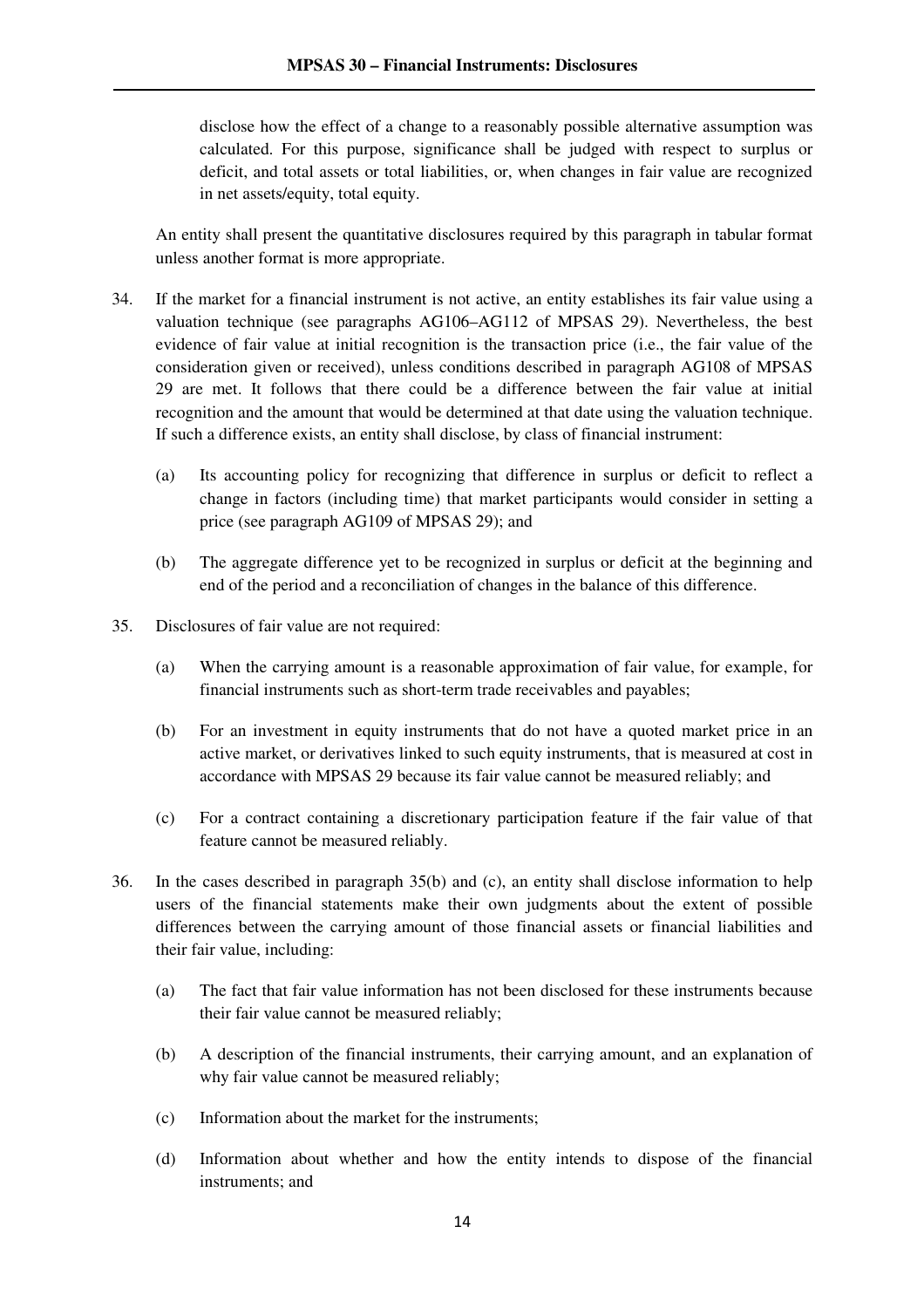disclose how the effect of a change to a reasonably possible alternative assumption was calculated. For this purpose, significance shall be judged with respect to surplus or deficit, and total assets or total liabilities, or, when changes in fair value are recognized in net assets/equity, total equity.

An entity shall present the quantitative disclosures required by this paragraph in tabular format unless another format is more appropriate.

34. If the market for a financial instrument is not active, an entity establishes its fair value using a valuation technique (see paragraphs AG106–AG112 of MPSAS 29). Nevertheless, the best evidence of fair value at initial recognition is the transaction price (i.e., the fair value of the consideration given or received), unless conditions described in paragraph AG108 of MPSAS 29 are met. It follows that there could be a difference between the fair value at initial recognition and the amount that would be determined at that date using the valuation technique. If such a difference exists, an entity shall disclose, by class of financial instrument:

    (a) Its accounting policy for recognizing that difference in surplus or deficit to reflect a change in factors (including time) that market participants would consider in setting a price (see paragraph AG109 of MPSAS 29); and

    (b) The aggregate difference yet to be recognized in surplus or deficit at the beginning and end of the period and a reconciliation of changes in the balance of this difference.

35. Disclosures of fair value are not required:

    (a) When the carrying amount is a reasonable approximation of fair value, for example, for financial instruments such as short-term trade receivables and payables;

    (b) For an investment in equity instruments that do not have a quoted market price in an active market, or derivatives linked to such equity instruments, that is measured at cost in accordance with MPSAS 29 because its fair value cannot be measured reliably; and

    (c) For a contract containing a discretionary participation feature if the fair value of that feature cannot be measured reliably.

36. In the cases described in paragraph 35(b) and (c), an entity shall disclose information to help users of the financial statements make their own judgments about the extent of possible differences between the carrying amount of those financial assets or financial liabilities and their fair value, including:

    (a) The fact that fair value information has not been disclosed for these instruments because their fair value cannot be measured reliably;

    (b) A description of the financial instruments, their carrying amount, and an explanation of why fair value cannot be measured reliably;

    (c) Information about the market for the instruments;

    (d) Information about whether and how the entity intends to dispose of the financial instruments; and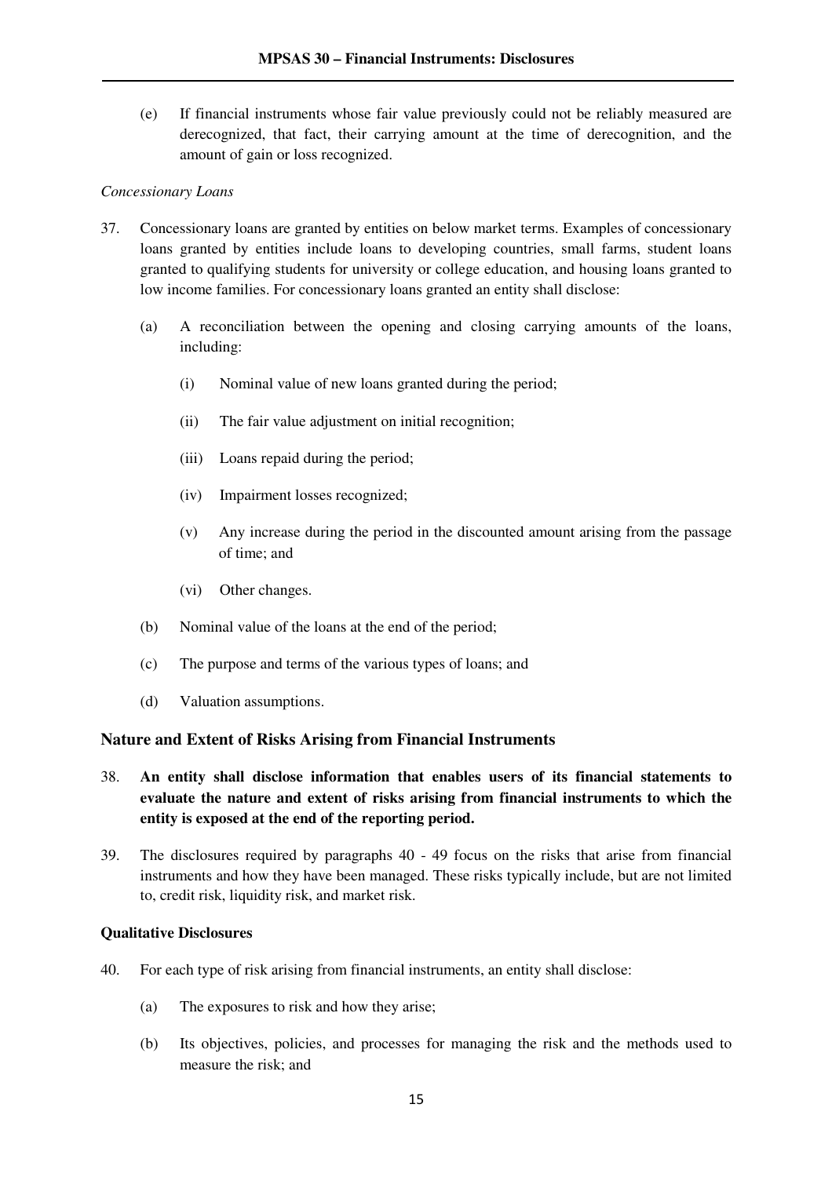(e) If financial instruments whose fair value previously could not be reliably measured are derecognized, that fact, their carrying amount at the time of derecognition, and the amount of gain or loss recognized.

*Concessionary Loans*

37. Concessionary loans are granted by entities on below market terms. Examples of concessionary loans granted by entities include loans to developing countries, small farms, student loans granted to qualifying students for university or college education, and housing loans granted to low income families. For concessionary loans granted an entity shall disclose:

    (a) A reconciliation between the opening and closing carrying amounts of the loans, including:

        (i) Nominal value of new loans granted during the period;

        (ii) The fair value adjustment on initial recognition;

        (iii) Loans repaid during the period;

        (iv) Impairment losses recognized;

        (v) Any increase during the period in the discounted amount arising from the passage of time; and

        (vi) Other changes.

    (b) Nominal value of the loans at the end of the period;

    (c) The purpose and terms of the various types of loans; and

    (d) Valuation assumptions.

## Nature and Extent of Risks Arising from Financial Instruments

38. **An entity shall disclose information that enables users of its financial statements to evaluate the nature and extent of risks arising from financial instruments to which the entity is exposed at the end of the reporting period.**

39. The disclosures required by paragraphs 40 - 49 focus on the risks that arise from financial instruments and how they have been managed. These risks typically include, but are not limited to, credit risk, liquidity risk, and market risk.

### Qualitative Disclosures

40. For each type of risk arising from financial instruments, an entity shall disclose:

    (a) The exposures to risk and how they arise;

    (b) Its objectives, policies, and processes for managing the risk and the methods used to measure the risk; and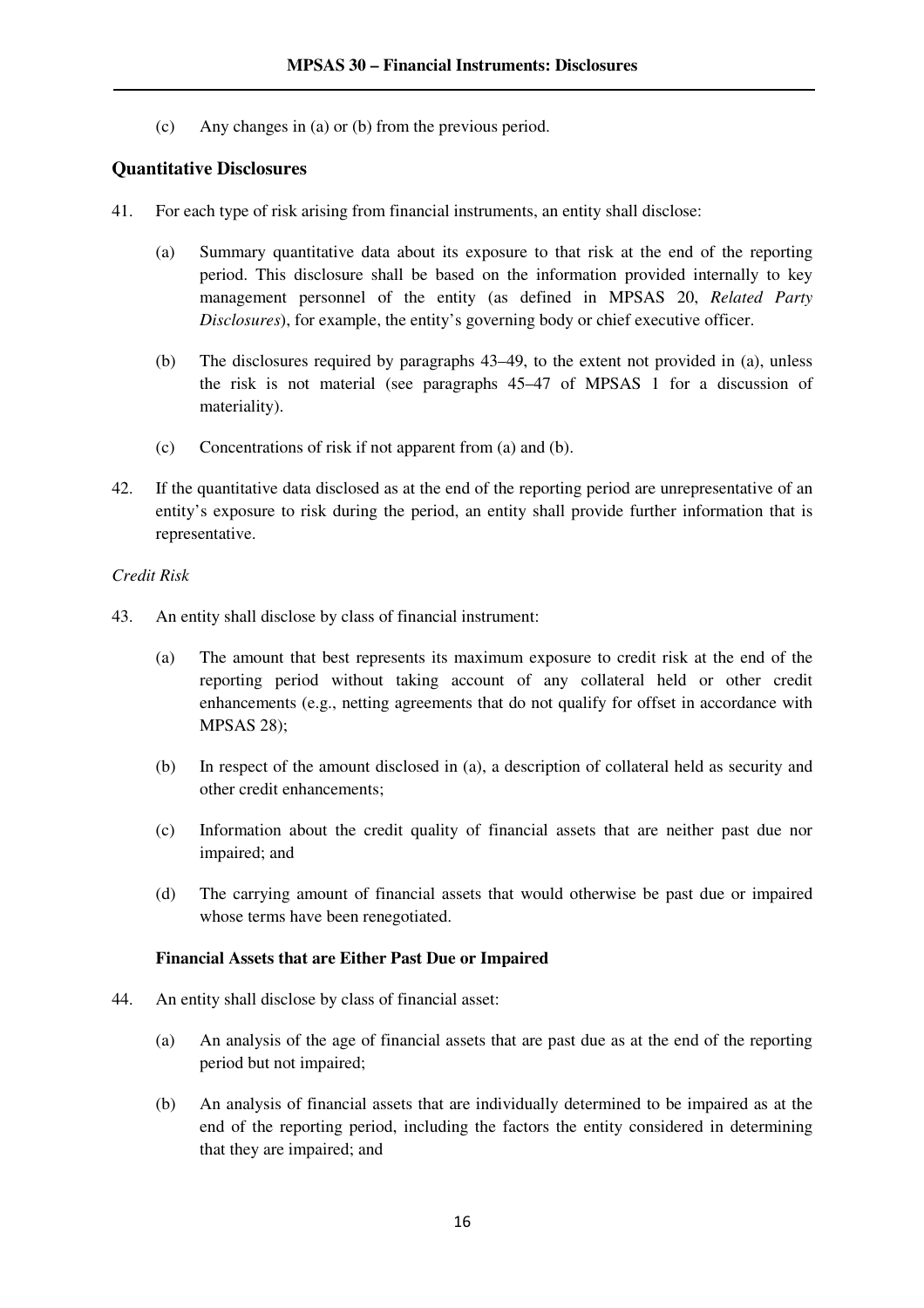(c) Any changes in (a) or (b) from the previous period.

## Quantitative Disclosures

41. For each type of risk arising from financial instruments, an entity shall disclose:

    (a) Summary quantitative data about its exposure to that risk at the end of the reporting period. This disclosure shall be based on the information provided internally to key management personnel of the entity (as defined in MPSAS 20, *Related Party Disclosures*), for example, the entity's governing body or chief executive officer.

    (b) The disclosures required by paragraphs 43–49, to the extent not provided in (a), unless the risk is not material (see paragraphs 45–47 of MPSAS 1 for a discussion of materiality).

    (c) Concentrations of risk if not apparent from (a) and (b).

42. If the quantitative data disclosed as at the end of the reporting period are unrepresentative of an entity's exposure to risk during the period, an entity shall provide further information that is representative.

*Credit Risk*

43. An entity shall disclose by class of financial instrument:

    (a) The amount that best represents its maximum exposure to credit risk at the end of the reporting period without taking account of any collateral held or other credit enhancements (e.g., netting agreements that do not qualify for offset in accordance with MPSAS 28);

    (b) In respect of the amount disclosed in (a), a description of collateral held as security and other credit enhancements;

    (c) Information about the credit quality of financial assets that are neither past due nor impaired; and

    (d) The carrying amount of financial assets that would otherwise be past due or impaired whose terms have been renegotiated.

### Financial Assets that are Either Past Due or Impaired

44. An entity shall disclose by class of financial asset:

    (a) An analysis of the age of financial assets that are past due as at the end of the reporting period but not impaired;

    (b) An analysis of financial assets that are individually determined to be impaired as at the end of the reporting period, including the factors the entity considered in determining that they are impaired; and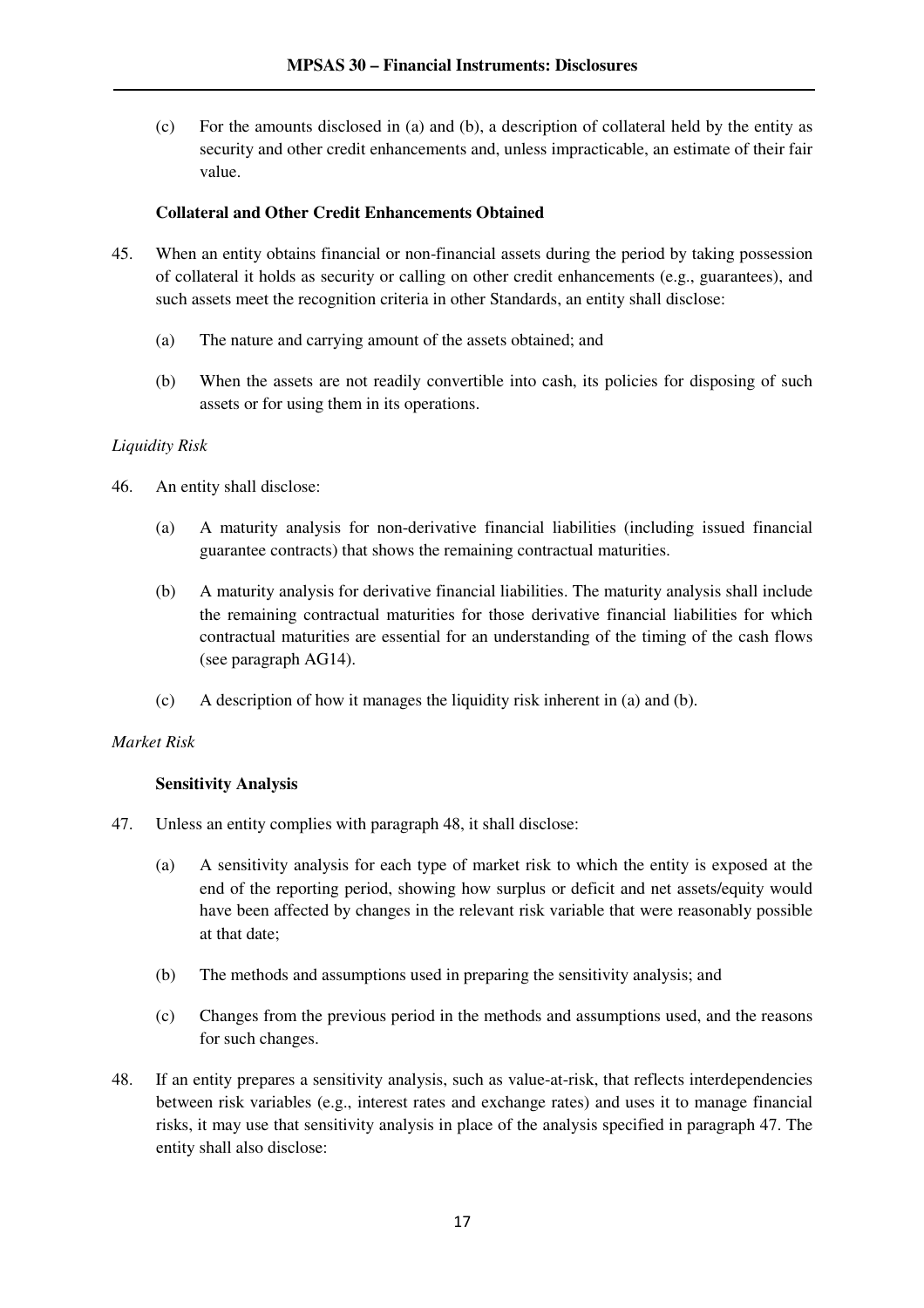(c) For the amounts disclosed in (a) and (b), a description of collateral held by the entity as security and other credit enhancements and, unless impracticable, an estimate of their fair value.

**Collateral and Other Credit Enhancements Obtained**

45. When an entity obtains financial or non-financial assets during the period by taking possession of collateral it holds as security or calling on other credit enhancements (e.g., guarantees), and such assets meet the recognition criteria in other Standards, an entity shall disclose:

    (a) The nature and carrying amount of the assets obtained; and

    (b) When the assets are not readily convertible into cash, its policies for disposing of such assets or for using them in its operations.

*Liquidity Risk*

46. An entity shall disclose:

    (a) A maturity analysis for non-derivative financial liabilities (including issued financial guarantee contracts) that shows the remaining contractual maturities.

    (b) A maturity analysis for derivative financial liabilities. The maturity analysis shall include the remaining contractual maturities for those derivative financial liabilities for which contractual maturities are essential for an understanding of the timing of the cash flows (see paragraph AG14).

    (c) A description of how it manages the liquidity risk inherent in (a) and (b).

*Market Risk*

**Sensitivity Analysis**

47. Unless an entity complies with paragraph 48, it shall disclose:

    (a) A sensitivity analysis for each type of market risk to which the entity is exposed at the end of the reporting period, showing how surplus or deficit and net assets/equity would have been affected by changes in the relevant risk variable that were reasonably possible at that date;

    (b) The methods and assumptions used in preparing the sensitivity analysis; and

    (c) Changes from the previous period in the methods and assumptions used, and the reasons for such changes.

48. If an entity prepares a sensitivity analysis, such as value-at-risk, that reflects interdependencies between risk variables (e.g., interest rates and exchange rates) and uses it to manage financial risks, it may use that sensitivity analysis in place of the analysis specified in paragraph 47. The entity shall also disclose: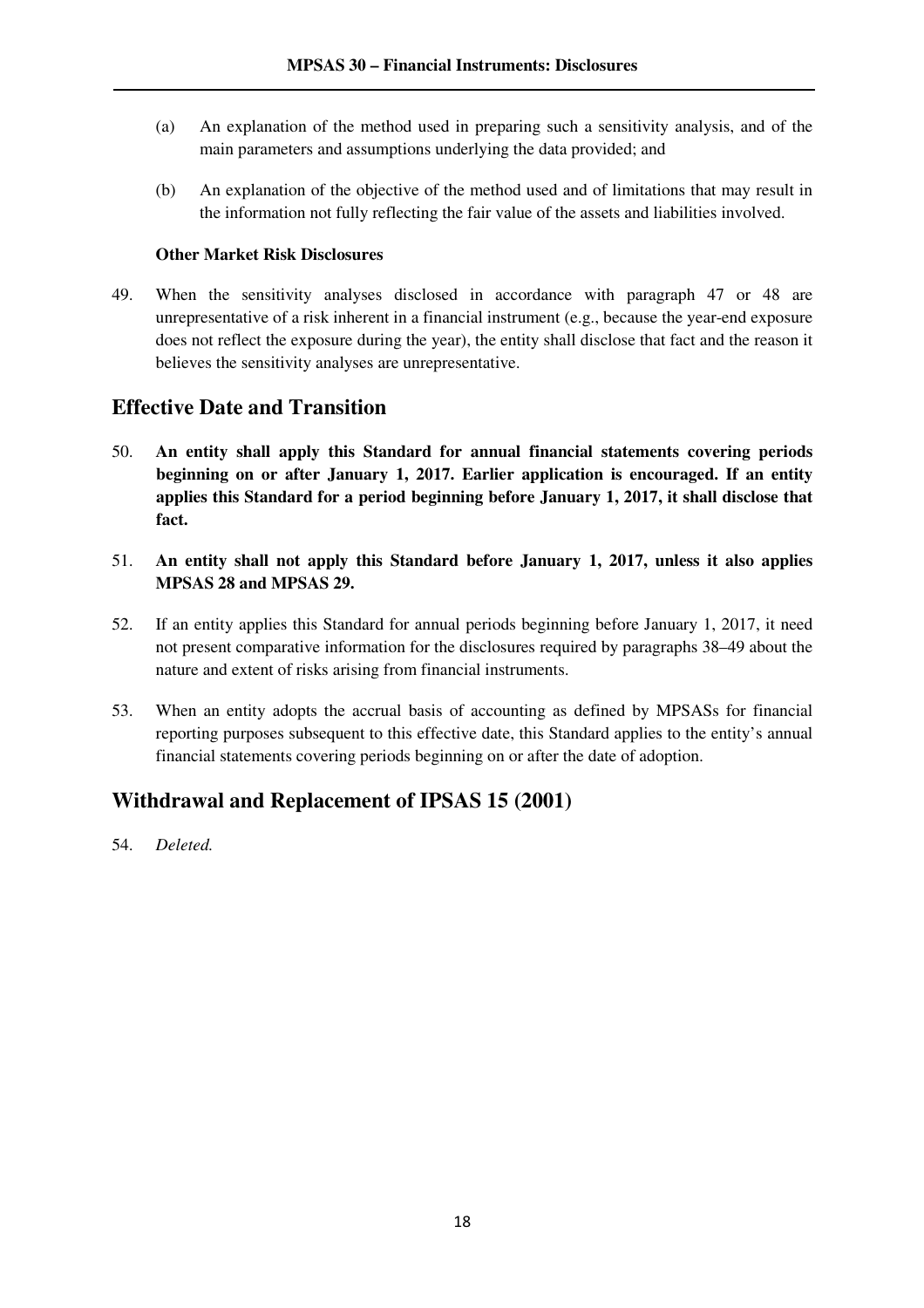(a) An explanation of the method used in preparing such a sensitivity analysis, and of the main parameters and assumptions underlying the data provided; and

(b) An explanation of the objective of the method used and of limitations that may result in the information not fully reflecting the fair value of the assets and liabilities involved.

#### Other Market Risk Disclosures

49. When the sensitivity analyses disclosed in accordance with paragraph 47 or 48 are unrepresentative of a risk inherent in a financial instrument (e.g., because the year-end exposure does not reflect the exposure during the year), the entity shall disclose that fact and the reason it believes the sensitivity analyses are unrepresentative.

## Effective Date and Transition

50. **An entity shall apply this Standard for annual financial statements covering periods beginning on or after January 1, 2017. Earlier application is encouraged. If an entity applies this Standard for a period beginning before January 1, 2017, it shall disclose that fact.**

51. **An entity shall not apply this Standard before January 1, 2017, unless it also applies MPSAS 28 and MPSAS 29.**

52. If an entity applies this Standard for annual periods beginning before January 1, 2017, it need not present comparative information for the disclosures required by paragraphs 38–49 about the nature and extent of risks arising from financial instruments.

53. When an entity adopts the accrual basis of accounting as defined by MPSASs for financial reporting purposes subsequent to this effective date, this Standard applies to the entity's annual financial statements covering periods beginning on or after the date of adoption.

## Withdrawal and Replacement of IPSAS 15 (2001)

54. *Deleted.*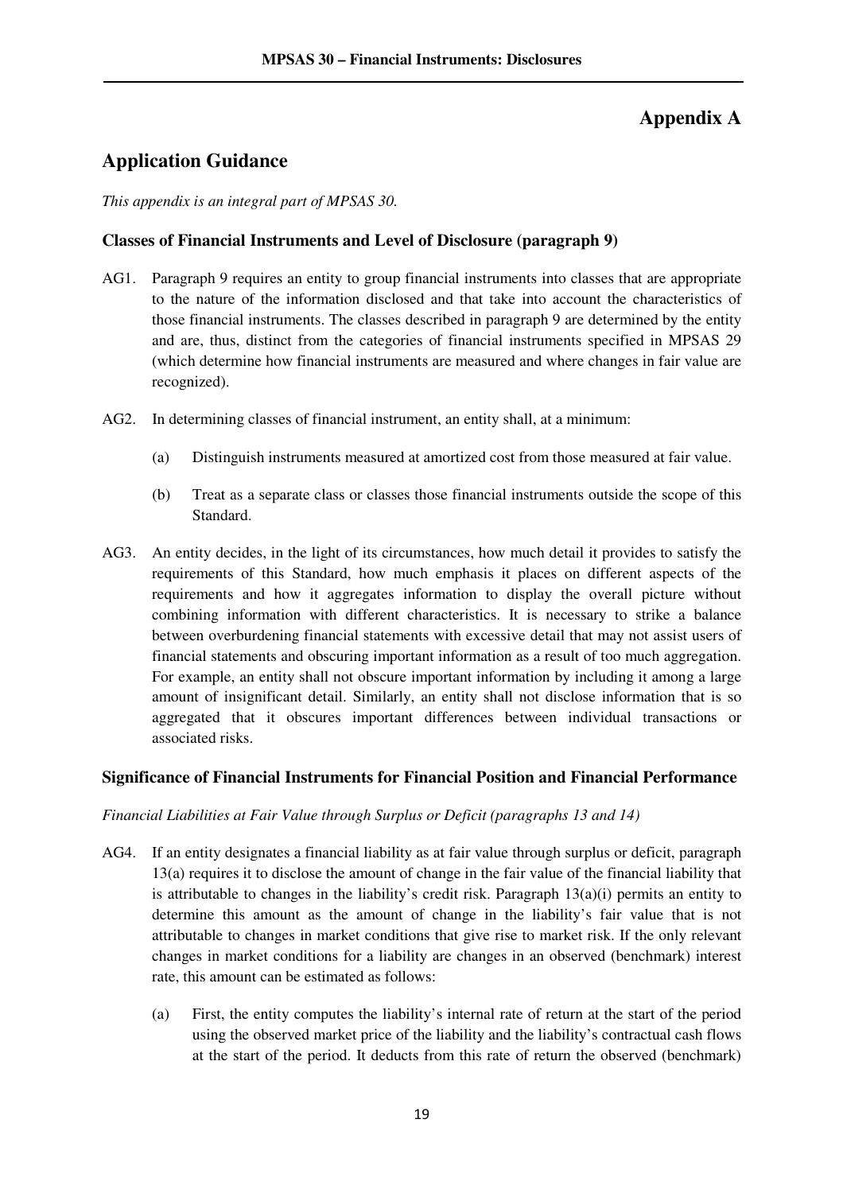# Appendix A

## Application Guidance

*This appendix is an integral part of MPSAS 30.*

### Classes of Financial Instruments and Level of Disclosure (paragraph 9)

AG1. Paragraph 9 requires an entity to group financial instruments into classes that are appropriate to the nature of the information disclosed and that take into account the characteristics of those financial instruments. The classes described in paragraph 9 are determined by the entity and are, thus, distinct from the categories of financial instruments specified in MPSAS 29 (which determine how financial instruments are measured and where changes in fair value are recognized).

AG2. In determining classes of financial instrument, an entity shall, at a minimum:

(a) Distinguish instruments measured at amortized cost from those measured at fair value.

(b) Treat as a separate class or classes those financial instruments outside the scope of this Standard.

AG3. An entity decides, in the light of its circumstances, how much detail it provides to satisfy the requirements of this Standard, how much emphasis it places on different aspects of the requirements and how it aggregates information to display the overall picture without combining information with different characteristics. It is necessary to strike a balance between overburdening financial statements with excessive detail that may not assist users of financial statements and obscuring important information as a result of too much aggregation. For example, an entity shall not obscure important information by including it among a large amount of insignificant detail. Similarly, an entity shall not disclose information that is so aggregated that it obscures important differences between individual transactions or associated risks.

### Significance of Financial Instruments for Financial Position and Financial Performance

*Financial Liabilities at Fair Value through Surplus or Deficit (paragraphs 13 and 14)*

AG4. If an entity designates a financial liability as at fair value through surplus or deficit, paragraph 13(a) requires it to disclose the amount of change in the fair value of the financial liability that is attributable to changes in the liability's credit risk. Paragraph 13(a)(i) permits an entity to determine this amount as the amount of change in the liability's fair value that is not attributable to changes in market conditions that give rise to market risk. If the only relevant changes in market conditions for a liability are changes in an observed (benchmark) interest rate, this amount can be estimated as follows:

(a) First, the entity computes the liability's internal rate of return at the start of the period using the observed market price of the liability and the liability's contractual cash flows at the start of the period. It deducts from this rate of return the observed (benchmark)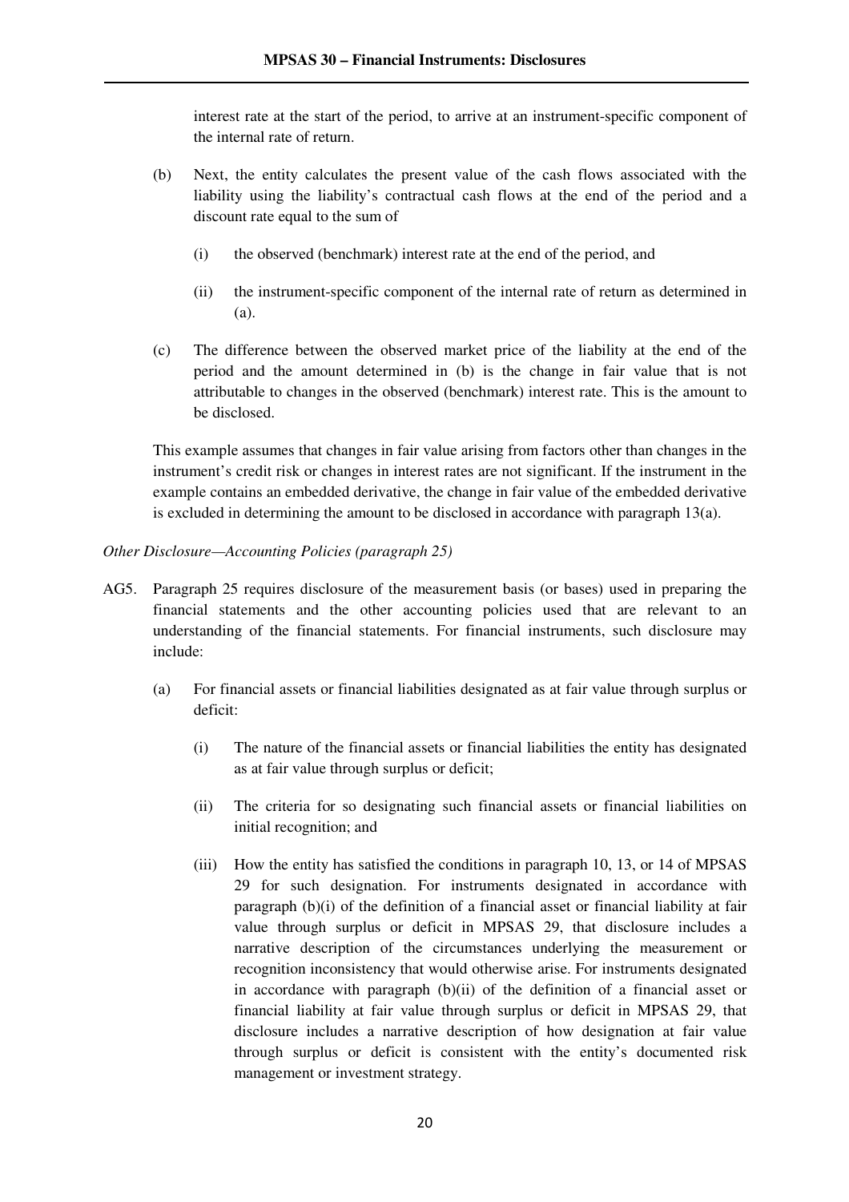interest rate at the start of the period, to arrive at an instrument-specific component of the internal rate of return.

(b) Next, the entity calculates the present value of the cash flows associated with the liability using the liability's contractual cash flows at the end of the period and a discount rate equal to the sum of

  (i) the observed (benchmark) interest rate at the end of the period, and

  (ii) the instrument-specific component of the internal rate of return as determined in (a).

(c) The difference between the observed market price of the liability at the end of the period and the amount determined in (b) is the change in fair value that is not attributable to changes in the observed (benchmark) interest rate. This is the amount to be disclosed.

This example assumes that changes in fair value arising from factors other than changes in the instrument's credit risk or changes in interest rates are not significant. If the instrument in the example contains an embedded derivative, the change in fair value of the embedded derivative is excluded in determining the amount to be disclosed in accordance with paragraph 13(a).

*Other Disclosure—Accounting Policies (paragraph 25)*

AG5. Paragraph 25 requires disclosure of the measurement basis (or bases) used in preparing the financial statements and the other accounting policies used that are relevant to an understanding of the financial statements. For financial instruments, such disclosure may include:

(a) For financial assets or financial liabilities designated as at fair value through surplus or deficit:

  (i) The nature of the financial assets or financial liabilities the entity has designated as at fair value through surplus or deficit;

  (ii) The criteria for so designating such financial assets or financial liabilities on initial recognition; and

  (iii) How the entity has satisfied the conditions in paragraph 10, 13, or 14 of MPSAS 29 for such designation. For instruments designated in accordance with paragraph (b)(i) of the definition of a financial asset or financial liability at fair value through surplus or deficit in MPSAS 29, that disclosure includes a narrative description of the circumstances underlying the measurement or recognition inconsistency that would otherwise arise. For instruments designated in accordance with paragraph (b)(ii) of the definition of a financial asset or financial liability at fair value through surplus or deficit in MPSAS 29, that disclosure includes a narrative description of how designation at fair value through surplus or deficit is consistent with the entity's documented risk management or investment strategy.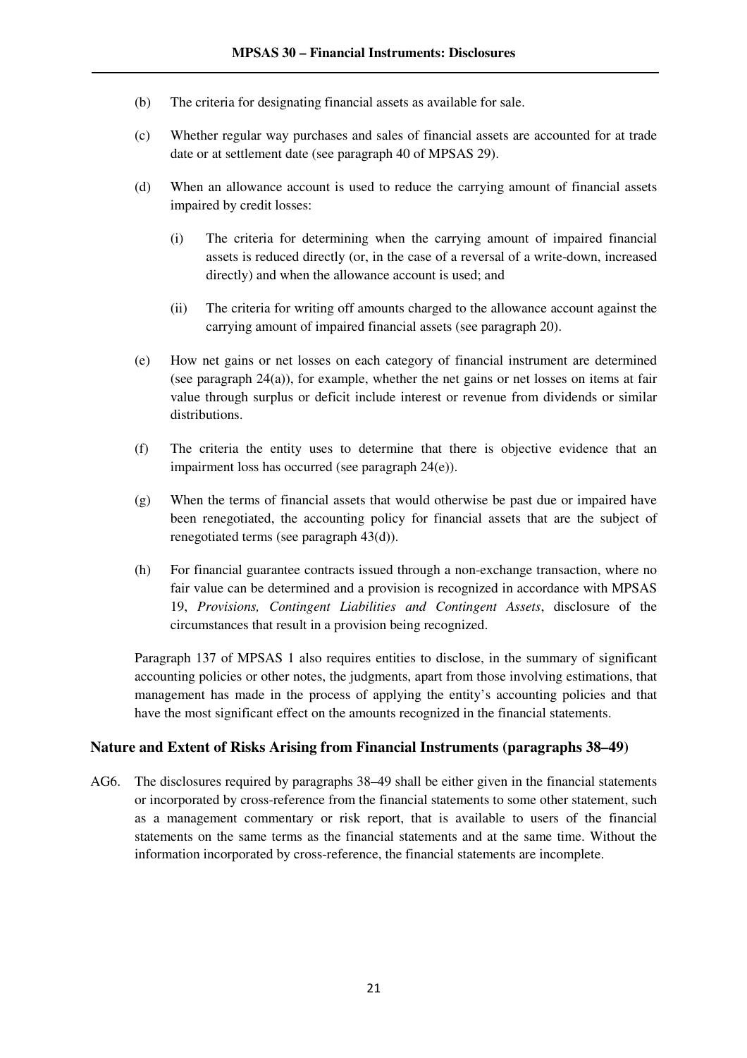(b) The criteria for designating financial assets as available for sale.

(c) Whether regular way purchases and sales of financial assets are accounted for at trade date or at settlement date (see paragraph 40 of MPSAS 29).

(d) When an allowance account is used to reduce the carrying amount of financial assets impaired by credit losses:

   (i) The criteria for determining when the carrying amount of impaired financial assets is reduced directly (or, in the case of a reversal of a write-down, increased directly) and when the allowance account is used; and

   (ii) The criteria for writing off amounts charged to the allowance account against the carrying amount of impaired financial assets (see paragraph 20).

(e) How net gains or net losses on each category of financial instrument are determined (see paragraph 24(a)), for example, whether the net gains or net losses on items at fair value through surplus or deficit include interest or revenue from dividends or similar distributions.

(f) The criteria the entity uses to determine that there is objective evidence that an impairment loss has occurred (see paragraph 24(e)).

(g) When the terms of financial assets that would otherwise be past due or impaired have been renegotiated, the accounting policy for financial assets that are the subject of renegotiated terms (see paragraph 43(d)).

(h) For financial guarantee contracts issued through a non-exchange transaction, where no fair value can be determined and a provision is recognized in accordance with MPSAS 19, *Provisions, Contingent Liabilities and Contingent Assets*, disclosure of the circumstances that result in a provision being recognized.

Paragraph 137 of MPSAS 1 also requires entities to disclose, in the summary of significant accounting policies or other notes, the judgments, apart from those involving estimations, that management has made in the process of applying the entity's accounting policies and that have the most significant effect on the amounts recognized in the financial statements.

### Nature and Extent of Risks Arising from Financial Instruments (paragraphs 38–49)

AG6. The disclosures required by paragraphs 38–49 shall be either given in the financial statements or incorporated by cross-reference from the financial statements to some other statement, such as a management commentary or risk report, that is available to users of the financial statements on the same terms as the financial statements and at the same time. Without the information incorporated by cross-reference, the financial statements are incomplete.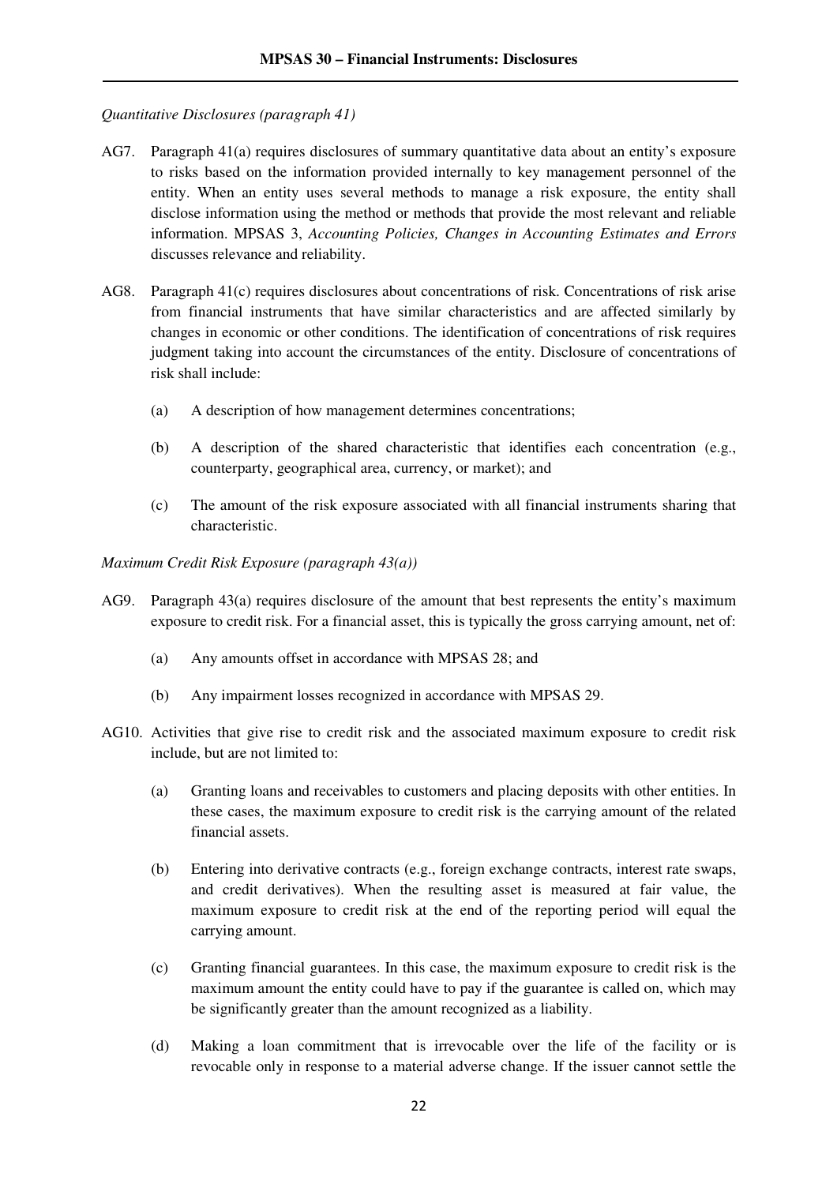*Quantitative Disclosures (paragraph 41)*

AG7. Paragraph 41(a) requires disclosures of summary quantitative data about an entity's exposure to risks based on the information provided internally to key management personnel of the entity. When an entity uses several methods to manage a risk exposure, the entity shall disclose information using the method or methods that provide the most relevant and reliable information. MPSAS 3, *Accounting Policies, Changes in Accounting Estimates and Errors* discusses relevance and reliability.

AG8. Paragraph 41(c) requires disclosures about concentrations of risk. Concentrations of risk arise from financial instruments that have similar characteristics and are affected similarly by changes in economic or other conditions. The identification of concentrations of risk requires judgment taking into account the circumstances of the entity. Disclosure of concentrations of risk shall include:

(a) A description of how management determines concentrations;

(b) A description of the shared characteristic that identifies each concentration (e.g., counterparty, geographical area, currency, or market); and

(c) The amount of the risk exposure associated with all financial instruments sharing that characteristic.

*Maximum Credit Risk Exposure (paragraph 43(a))*

AG9. Paragraph 43(a) requires disclosure of the amount that best represents the entity's maximum exposure to credit risk. For a financial asset, this is typically the gross carrying amount, net of:

(a) Any amounts offset in accordance with MPSAS 28; and

(b) Any impairment losses recognized in accordance with MPSAS 29.

AG10. Activities that give rise to credit risk and the associated maximum exposure to credit risk include, but are not limited to:

(a) Granting loans and receivables to customers and placing deposits with other entities. In these cases, the maximum exposure to credit risk is the carrying amount of the related financial assets.

(b) Entering into derivative contracts (e.g., foreign exchange contracts, interest rate swaps, and credit derivatives). When the resulting asset is measured at fair value, the maximum exposure to credit risk at the end of the reporting period will equal the carrying amount.

(c) Granting financial guarantees. In this case, the maximum exposure to credit risk is the maximum amount the entity could have to pay if the guarantee is called on, which may be significantly greater than the amount recognized as a liability.

(d) Making a loan commitment that is irrevocable over the life of the facility or is revocable only in response to a material adverse change. If the issuer cannot settle the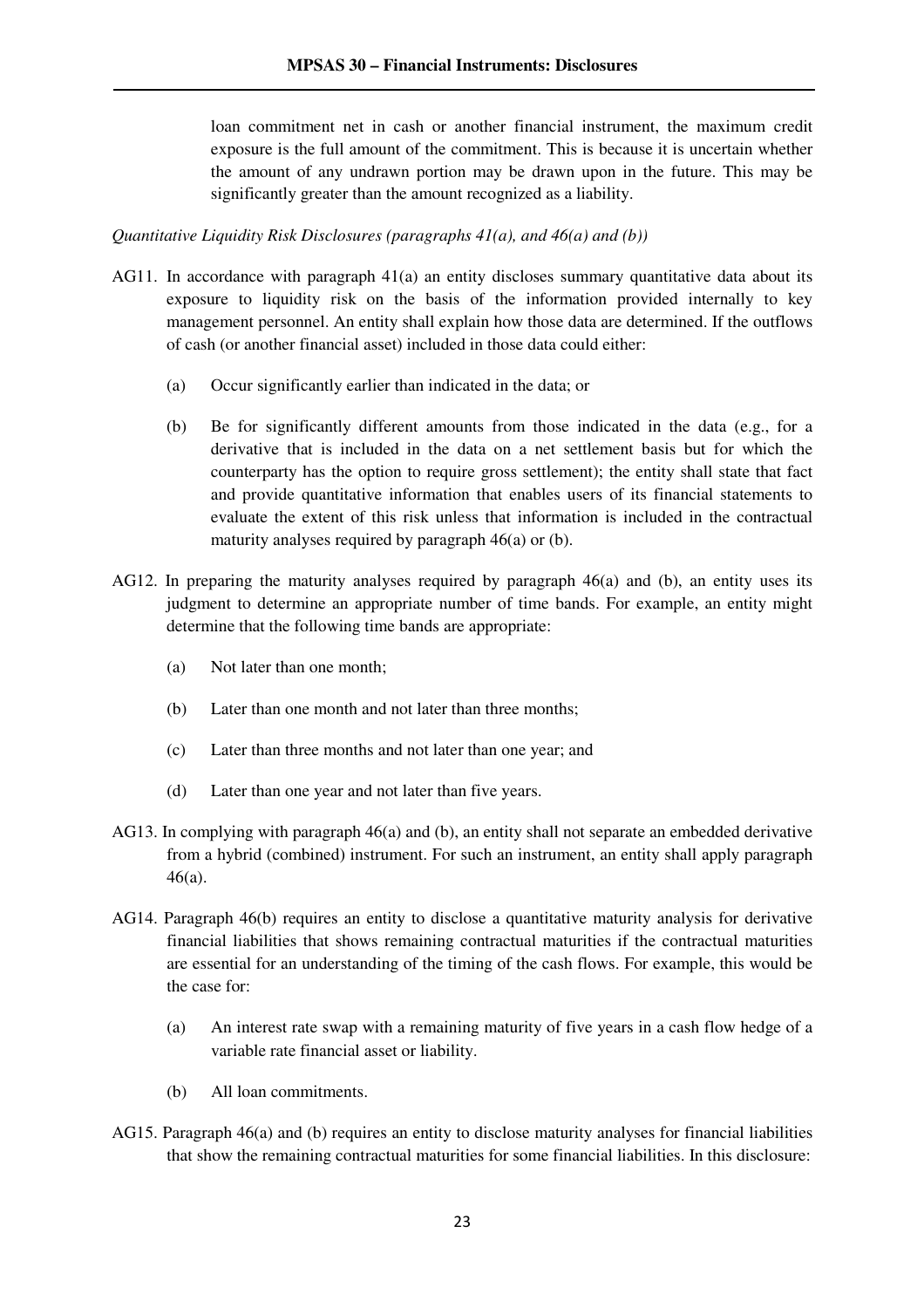loan commitment net in cash or another financial instrument, the maximum credit exposure is the full amount of the commitment. This is because it is uncertain whether the amount of any undrawn portion may be drawn upon in the future. This may be significantly greater than the amount recognized as a liability.

*Quantitative Liquidity Risk Disclosures (paragraphs 41(a), and 46(a) and (b))*

AG11. In accordance with paragraph 41(a) an entity discloses summary quantitative data about its exposure to liquidity risk on the basis of the information provided internally to key management personnel. An entity shall explain how those data are determined. If the outflows of cash (or another financial asset) included in those data could either:

(a) Occur significantly earlier than indicated in the data; or

(b) Be for significantly different amounts from those indicated in the data (e.g., for a derivative that is included in the data on a net settlement basis but for which the counterparty has the option to require gross settlement); the entity shall state that fact and provide quantitative information that enables users of its financial statements to evaluate the extent of this risk unless that information is included in the contractual maturity analyses required by paragraph 46(a) or (b).

AG12. In preparing the maturity analyses required by paragraph 46(a) and (b), an entity uses its judgment to determine an appropriate number of time bands. For example, an entity might determine that the following time bands are appropriate:

(a) Not later than one month;

(b) Later than one month and not later than three months;

(c) Later than three months and not later than one year; and

(d) Later than one year and not later than five years.

AG13. In complying with paragraph 46(a) and (b), an entity shall not separate an embedded derivative from a hybrid (combined) instrument. For such an instrument, an entity shall apply paragraph 46(a).

AG14. Paragraph 46(b) requires an entity to disclose a quantitative maturity analysis for derivative financial liabilities that shows remaining contractual maturities if the contractual maturities are essential for an understanding of the timing of the cash flows. For example, this would be the case for:

(a) An interest rate swap with a remaining maturity of five years in a cash flow hedge of a variable rate financial asset or liability.

(b) All loan commitments.

AG15. Paragraph 46(a) and (b) requires an entity to disclose maturity analyses for financial liabilities that show the remaining contractual maturities for some financial liabilities. In this disclosure: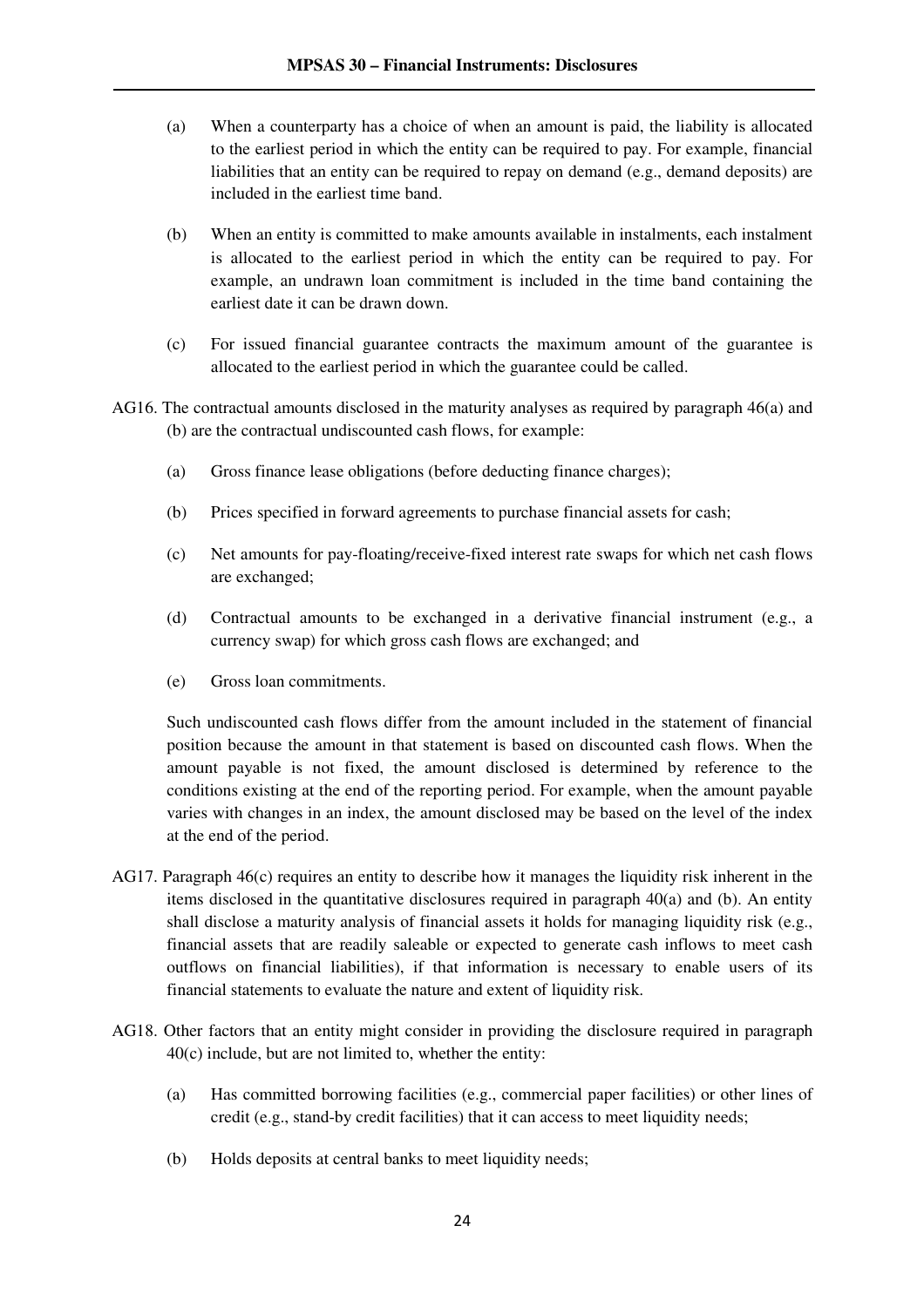(a) When a counterparty has a choice of when an amount is paid, the liability is allocated to the earliest period in which the entity can be required to pay. For example, financial liabilities that an entity can be required to repay on demand (e.g., demand deposits) are included in the earliest time band.

(b) When an entity is committed to make amounts available in instalments, each instalment is allocated to the earliest period in which the entity can be required to pay. For example, an undrawn loan commitment is included in the time band containing the earliest date it can be drawn down.

(c) For issued financial guarantee contracts the maximum amount of the guarantee is allocated to the earliest period in which the guarantee could be called.

AG16. The contractual amounts disclosed in the maturity analyses as required by paragraph 46(a) and (b) are the contractual undiscounted cash flows, for example:

(a) Gross finance lease obligations (before deducting finance charges);

(b) Prices specified in forward agreements to purchase financial assets for cash;

(c) Net amounts for pay-floating/receive-fixed interest rate swaps for which net cash flows are exchanged;

(d) Contractual amounts to be exchanged in a derivative financial instrument (e.g., a currency swap) for which gross cash flows are exchanged; and

(e) Gross loan commitments.

Such undiscounted cash flows differ from the amount included in the statement of financial position because the amount in that statement is based on discounted cash flows. When the amount payable is not fixed, the amount disclosed is determined by reference to the conditions existing at the end of the reporting period. For example, when the amount payable varies with changes in an index, the amount disclosed may be based on the level of the index at the end of the period.

AG17. Paragraph 46(c) requires an entity to describe how it manages the liquidity risk inherent in the items disclosed in the quantitative disclosures required in paragraph 40(a) and (b). An entity shall disclose a maturity analysis of financial assets it holds for managing liquidity risk (e.g., financial assets that are readily saleable or expected to generate cash inflows to meet cash outflows on financial liabilities), if that information is necessary to enable users of its financial statements to evaluate the nature and extent of liquidity risk.

AG18. Other factors that an entity might consider in providing the disclosure required in paragraph 40(c) include, but are not limited to, whether the entity:

(a) Has committed borrowing facilities (e.g., commercial paper facilities) or other lines of credit (e.g., stand-by credit facilities) that it can access to meet liquidity needs;

(b) Holds deposits at central banks to meet liquidity needs;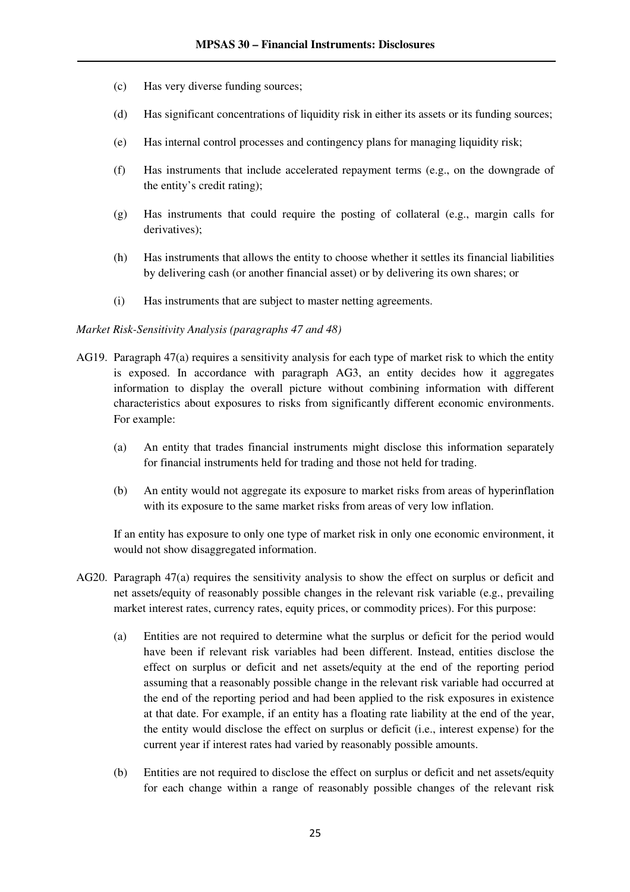(c) Has very diverse funding sources;

(d) Has significant concentrations of liquidity risk in either its assets or its funding sources;

(e) Has internal control processes and contingency plans for managing liquidity risk;

(f) Has instruments that include accelerated repayment terms (e.g., on the downgrade of the entity's credit rating);

(g) Has instruments that could require the posting of collateral (e.g., margin calls for derivatives);

(h) Has instruments that allows the entity to choose whether it settles its financial liabilities by delivering cash (or another financial asset) or by delivering its own shares; or

(i) Has instruments that are subject to master netting agreements.

*Market Risk-Sensitivity Analysis (paragraphs 47 and 48)*

AG19. Paragraph 47(a) requires a sensitivity analysis for each type of market risk to which the entity is exposed. In accordance with paragraph AG3, an entity decides how it aggregates information to display the overall picture without combining information with different characteristics about exposures to risks from significantly different economic environments. For example:

(a) An entity that trades financial instruments might disclose this information separately for financial instruments held for trading and those not held for trading.

(b) An entity would not aggregate its exposure to market risks from areas of hyperinflation with its exposure to the same market risks from areas of very low inflation.

If an entity has exposure to only one type of market risk in only one economic environment, it would not show disaggregated information.

AG20. Paragraph 47(a) requires the sensitivity analysis to show the effect on surplus or deficit and net assets/equity of reasonably possible changes in the relevant risk variable (e.g., prevailing market interest rates, currency rates, equity prices, or commodity prices). For this purpose:

(a) Entities are not required to determine what the surplus or deficit for the period would have been if relevant risk variables had been different. Instead, entities disclose the effect on surplus or deficit and net assets/equity at the end of the reporting period assuming that a reasonably possible change in the relevant risk variable had occurred at the end of the reporting period and had been applied to the risk exposures in existence at that date. For example, if an entity has a floating rate liability at the end of the year, the entity would disclose the effect on surplus or deficit (i.e., interest expense) for the current year if interest rates had varied by reasonably possible amounts.

(b) Entities are not required to disclose the effect on surplus or deficit and net assets/equity for each change within a range of reasonably possible changes of the relevant risk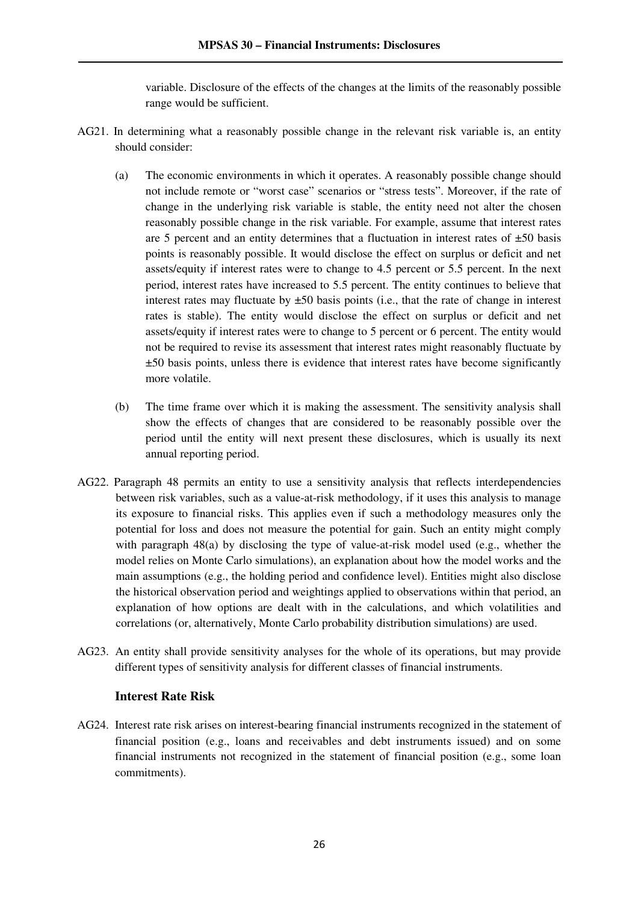variable. Disclosure of the effects of the changes at the limits of the reasonably possible range would be sufficient.

AG21. In determining what a reasonably possible change in the relevant risk variable is, an entity should consider:

(a) The economic environments in which it operates. A reasonably possible change should not include remote or "worst case" scenarios or "stress tests". Moreover, if the rate of change in the underlying risk variable is stable, the entity need not alter the chosen reasonably possible change in the risk variable. For example, assume that interest rates are 5 percent and an entity determines that a fluctuation in interest rates of ±50 basis points is reasonably possible. It would disclose the effect on surplus or deficit and net assets/equity if interest rates were to change to 4.5 percent or 5.5 percent. In the next period, interest rates have increased to 5.5 percent. The entity continues to believe that interest rates may fluctuate by ±50 basis points (i.e., that the rate of change in interest rates is stable). The entity would disclose the effect on surplus or deficit and net assets/equity if interest rates were to change to 5 percent or 6 percent. The entity would not be required to revise its assessment that interest rates might reasonably fluctuate by ±50 basis points, unless there is evidence that interest rates have become significantly more volatile.

(b) The time frame over which it is making the assessment. The sensitivity analysis shall show the effects of changes that are considered to be reasonably possible over the period until the entity will next present these disclosures, which is usually its next annual reporting period.

AG22. Paragraph 48 permits an entity to use a sensitivity analysis that reflects interdependencies between risk variables, such as a value-at-risk methodology, if it uses this analysis to manage its exposure to financial risks. This applies even if such a methodology measures only the potential for loss and does not measure the potential for gain. Such an entity might comply with paragraph 48(a) by disclosing the type of value-at-risk model used (e.g., whether the model relies on Monte Carlo simulations), an explanation about how the model works and the main assumptions (e.g., the holding period and confidence level). Entities might also disclose the historical observation period and weightings applied to observations within that period, an explanation of how options are dealt with in the calculations, and which volatilities and correlations (or, alternatively, Monte Carlo probability distribution simulations) are used.

AG23. An entity shall provide sensitivity analyses for the whole of its operations, but may provide different types of sensitivity analysis for different classes of financial instruments.

### Interest Rate Risk

AG24. Interest rate risk arises on interest-bearing financial instruments recognized in the statement of financial position (e.g., loans and receivables and debt instruments issued) and on some financial instruments not recognized in the statement of financial position (e.g., some loan commitments).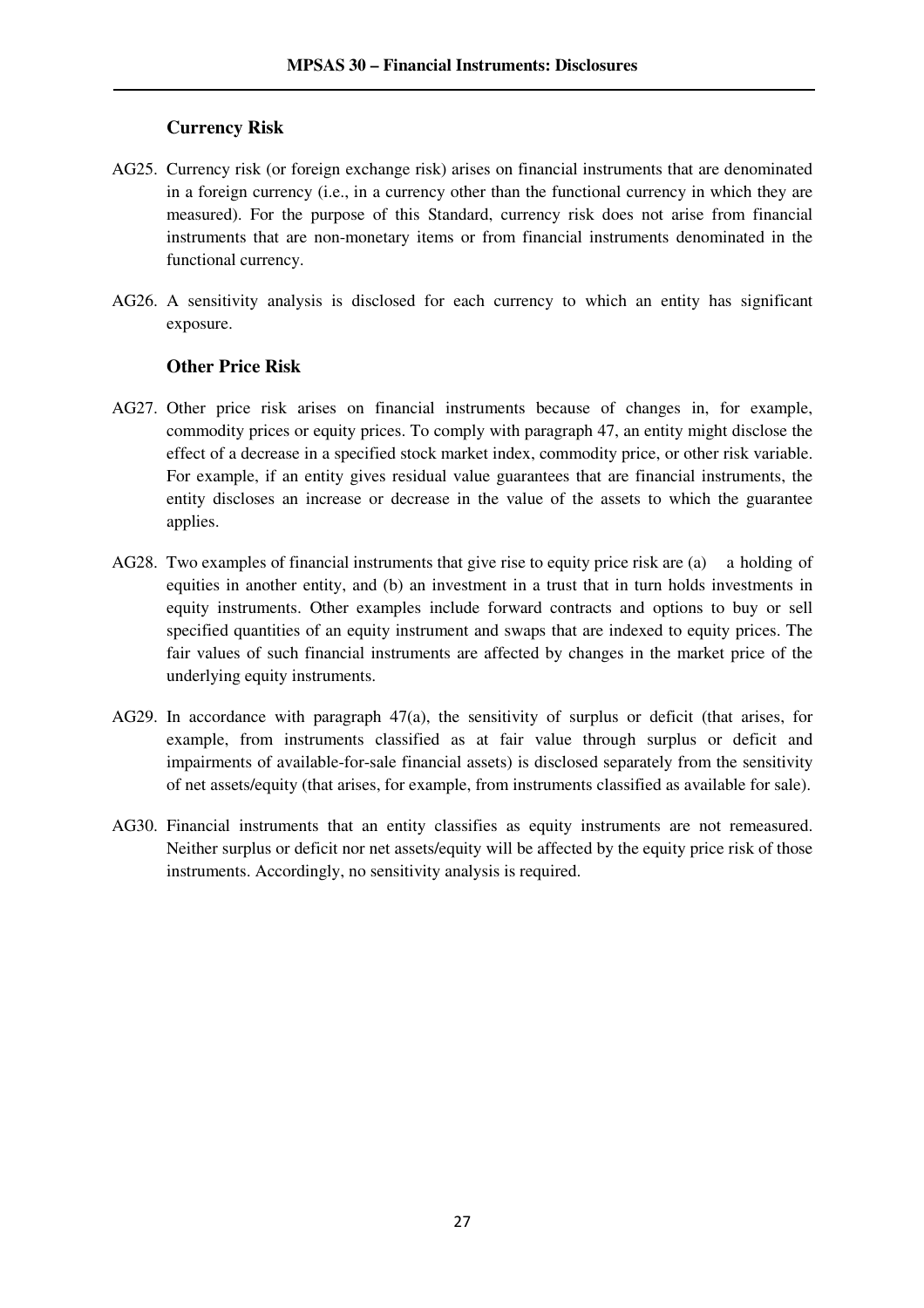### Currency Risk

AG25. Currency risk (or foreign exchange risk) arises on financial instruments that are denominated in a foreign currency (i.e., in a currency other than the functional currency in which they are measured). For the purpose of this Standard, currency risk does not arise from financial instruments that are non-monetary items or from financial instruments denominated in the functional currency.

AG26. A sensitivity analysis is disclosed for each currency to which an entity has significant exposure.

### Other Price Risk

AG27. Other price risk arises on financial instruments because of changes in, for example, commodity prices or equity prices. To comply with paragraph 47, an entity might disclose the effect of a decrease in a specified stock market index, commodity price, or other risk variable. For example, if an entity gives residual value guarantees that are financial instruments, the entity discloses an increase or decrease in the value of the assets to which the guarantee applies.

AG28. Two examples of financial instruments that give rise to equity price risk are (a) a holding of equities in another entity, and (b) an investment in a trust that in turn holds investments in equity instruments. Other examples include forward contracts and options to buy or sell specified quantities of an equity instrument and swaps that are indexed to equity prices. The fair values of such financial instruments are affected by changes in the market price of the underlying equity instruments.

AG29. In accordance with paragraph 47(a), the sensitivity of surplus or deficit (that arises, for example, from instruments classified as at fair value through surplus or deficit and impairments of available-for-sale financial assets) is disclosed separately from the sensitivity of net assets/equity (that arises, for example, from instruments classified as available for sale).

AG30. Financial instruments that an entity classifies as equity instruments are not remeasured. Neither surplus or deficit nor net assets/equity will be affected by the equity price risk of those instruments. Accordingly, no sensitivity analysis is required.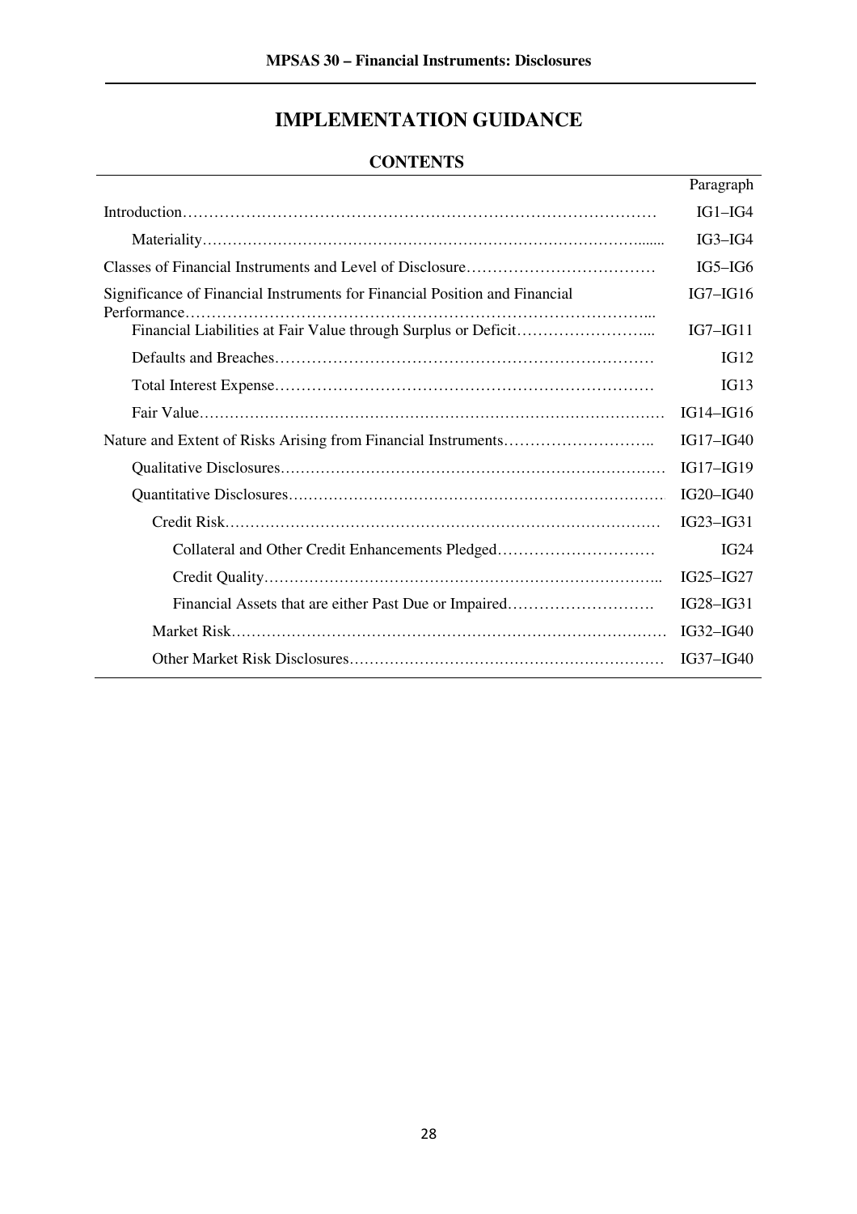# IMPLEMENTATION GUIDANCE

## CONTENTS

| | Paragraph |
|---|---|
| Introduction | IG1–IG4 |
| Materiality | IG3–IG4 |
| Classes of Financial Instruments and Level of Disclosure | IG5–IG6 |
| Significance of Financial Instruments for Financial Position and Financial Performance | IG7–IG16 |
| Financial Liabilities at Fair Value through Surplus or Deficit | IG7–IG11 |
| Defaults and Breaches | IG12 |
| Total Interest Expense | IG13 |
| Fair Value | IG14–IG16 |
| Nature and Extent of Risks Arising from Financial Instruments | IG17–IG40 |
| Qualitative Disclosures | IG17–IG19 |
| Quantitative Disclosures | IG20–IG40 |
| Credit Risk | IG23–IG31 |
| Collateral and Other Credit Enhancements Pledged | IG24 |
| Credit Quality | IG25–IG27 |
| Financial Assets that are either Past Due or Impaired | IG28–IG31 |
| Market Risk | IG32–IG40 |
| Other Market Risk Disclosures | IG37–IG40 |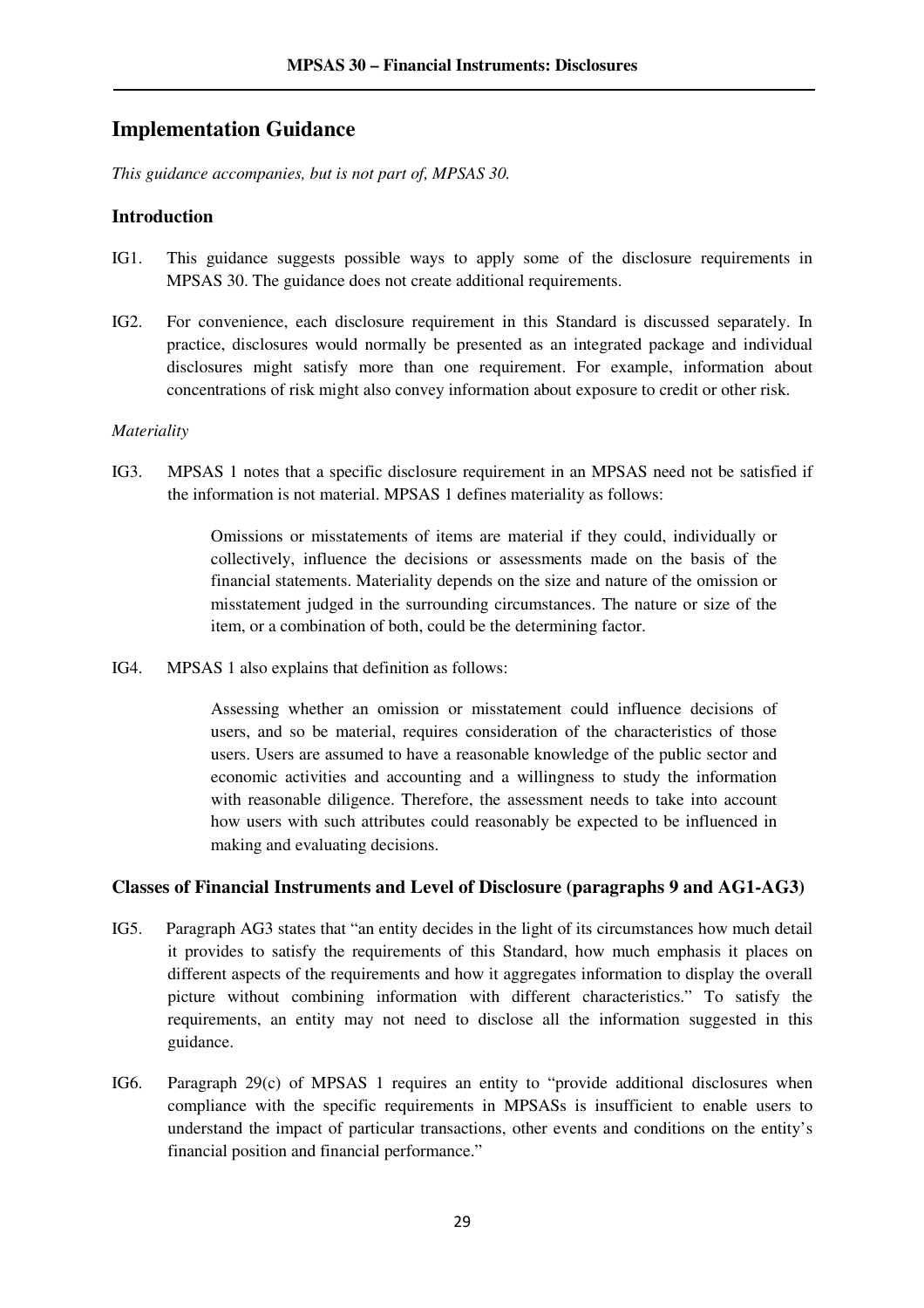## Implementation Guidance

*This guidance accompanies, but is not part of, MPSAS 30.*

### Introduction

IG1. This guidance suggests possible ways to apply some of the disclosure requirements in MPSAS 30. The guidance does not create additional requirements.

IG2. For convenience, each disclosure requirement in this Standard is discussed separately. In practice, disclosures would normally be presented as an integrated package and individual disclosures might satisfy more than one requirement. For example, information about concentrations of risk might also convey information about exposure to credit or other risk.

*Materiality*

IG3. MPSAS 1 notes that a specific disclosure requirement in an MPSAS need not be satisfied if the information is not material. MPSAS 1 defines materiality as follows:

> Omissions or misstatements of items are material if they could, individually or collectively, influence the decisions or assessments made on the basis of the financial statements. Materiality depends on the size and nature of the omission or misstatement judged in the surrounding circumstances. The nature or size of the item, or a combination of both, could be the determining factor.

IG4. MPSAS 1 also explains that definition as follows:

> Assessing whether an omission or misstatement could influence decisions of users, and so be material, requires consideration of the characteristics of those users. Users are assumed to have a reasonable knowledge of the public sector and economic activities and accounting and a willingness to study the information with reasonable diligence. Therefore, the assessment needs to take into account how users with such attributes could reasonably be expected to be influenced in making and evaluating decisions.

### Classes of Financial Instruments and Level of Disclosure (paragraphs 9 and AG1-AG3)

IG5. Paragraph AG3 states that "an entity decides in the light of its circumstances how much detail it provides to satisfy the requirements of this Standard, how much emphasis it places on different aspects of the requirements and how it aggregates information to display the overall picture without combining information with different characteristics." To satisfy the requirements, an entity may not need to disclose all the information suggested in this guidance.

IG6. Paragraph 29(c) of MPSAS 1 requires an entity to "provide additional disclosures when compliance with the specific requirements in MPSASs is insufficient to enable users to understand the impact of particular transactions, other events and conditions on the entity's financial position and financial performance."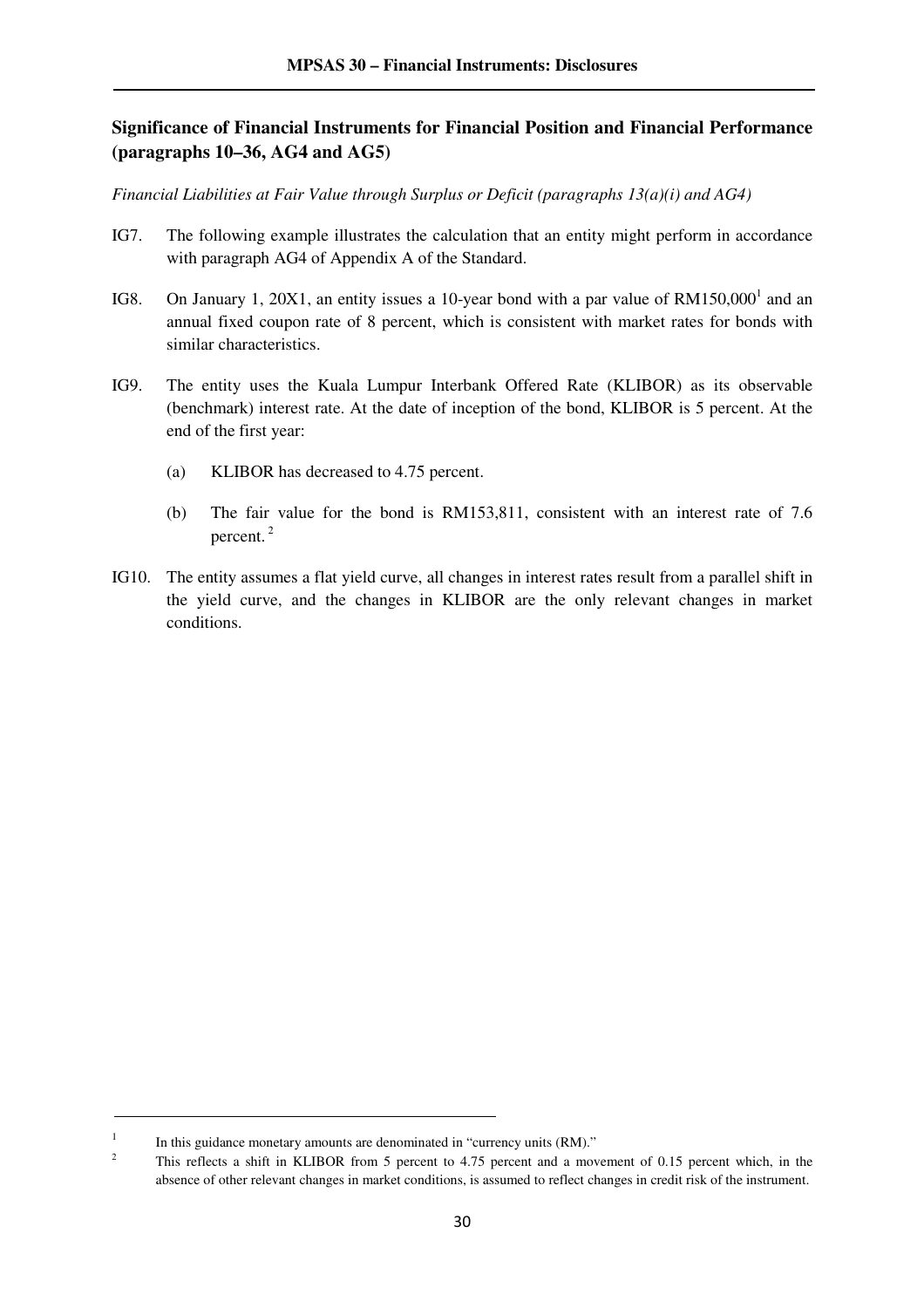## Significance of Financial Instruments for Financial Position and Financial Performance (paragraphs 10–36, AG4 and AG5)

*Financial Liabilities at Fair Value through Surplus or Deficit (paragraphs 13(a)(i) and AG4)*

IG7. The following example illustrates the calculation that an entity might perform in accordance with paragraph AG4 of Appendix A of the Standard.

IG8. On January 1, 20X1, an entity issues a 10-year bond with a par value of RM150,000[1] and an annual fixed coupon rate of 8 percent, which is consistent with market rates for bonds with similar characteristics.

IG9. The entity uses the Kuala Lumpur Interbank Offered Rate (KLIBOR) as its observable (benchmark) interest rate. At the date of inception of the bond, KLIBOR is 5 percent. At the end of the first year:

(a) KLIBOR has decreased to 4.75 percent.

(b) The fair value for the bond is RM153,811, consistent with an interest rate of 7.6 percent.[2]

IG10. The entity assumes a flat yield curve, all changes in interest rates result from a parallel shift in the yield curve, and the changes in KLIBOR are the only relevant changes in market conditions.

---

[1] In this guidance monetary amounts are denominated in "currency units (RM)."

[2] This reflects a shift in KLIBOR from 5 percent to 4.75 percent and a movement of 0.15 percent which, in the absence of other relevant changes in market conditions, is assumed to reflect changes in credit risk of the instrument.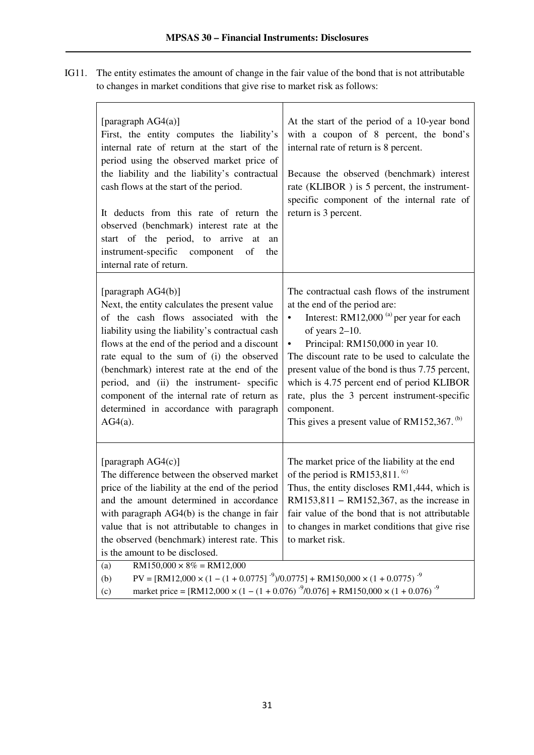IG11. The entity estimates the amount of change in the fair value of the bond that is not attributable to changes in market conditions that give rise to market risk as follows:

| | |
|---|---|
| [paragraph AG4(a)]<br>First, the entity computes the liability's internal rate of return at the start of the period using the observed market price of the liability and the liability's contractual cash flows at the start of the period.<br><br>It deducts from this rate of return the observed (benchmark) interest rate at the start of the period, to arrive at an instrument-specific component of the internal rate of return. | At the start of the period of a 10-year bond with a coupon of 8 percent, the bond's internal rate of return is 8 percent.<br><br>Because the observed (benchmark) interest rate (KLIBOR ) is 5 percent, the instrument-specific component of the internal rate of return is 3 percent. |
| [paragraph AG4(b)]<br>Next, the entity calculates the present value of the cash flows associated with the liability using the liability's contractual cash flows at the end of the period and a discount rate equal to the sum of (i) the observed (benchmark) interest rate at the end of the period, and (ii) the instrument- specific component of the internal rate of return as determined in accordance with paragraph AG4(a). | The contractual cash flows of the instrument at the end of the period are:<br>• Interest: RM12,000 [(a)] per year for each of years 2–10.<br>• Principal: RM150,000 in year 10.<br>The discount rate to be used to calculate the present value of the bond is thus 7.75 percent, which is 4.75 percent end of period KLIBOR rate, plus the 3 percent instrument-specific component.<br>This gives a present value of RM152,367. [(b)] |
| [paragraph AG4(c)]<br>The difference between the observed market price of the liability at the end of the period and the amount determined in accordance with paragraph AG4(b) is the change in fair value that is not attributable to changes in the observed (benchmark) interest rate. This is the amount to be disclosed. | The market price of the liability at the end of the period is RM153,811. [(c)]<br>Thus, the entity discloses RM1,444, which is RM153,811 − RM152,367, as the increase in fair value of the bond that is not attributable to changes in market conditions that give rise to market risk. |

(a) $RM150{,}000 \times 8\% = RM12{,}000$

(b) $PV = [RM12{,}000 \times (1 - (1 + 0.0775)^{-9})/0.0775] + RM150{,}000 \times (1 + 0.0775)^{-9}$

(c) $\text{market price} = [RM12{,}000 \times (1 - (1 + 0.076)^{-9}/0.076] + RM150{,}000 \times (1 + 0.076)^{-9}$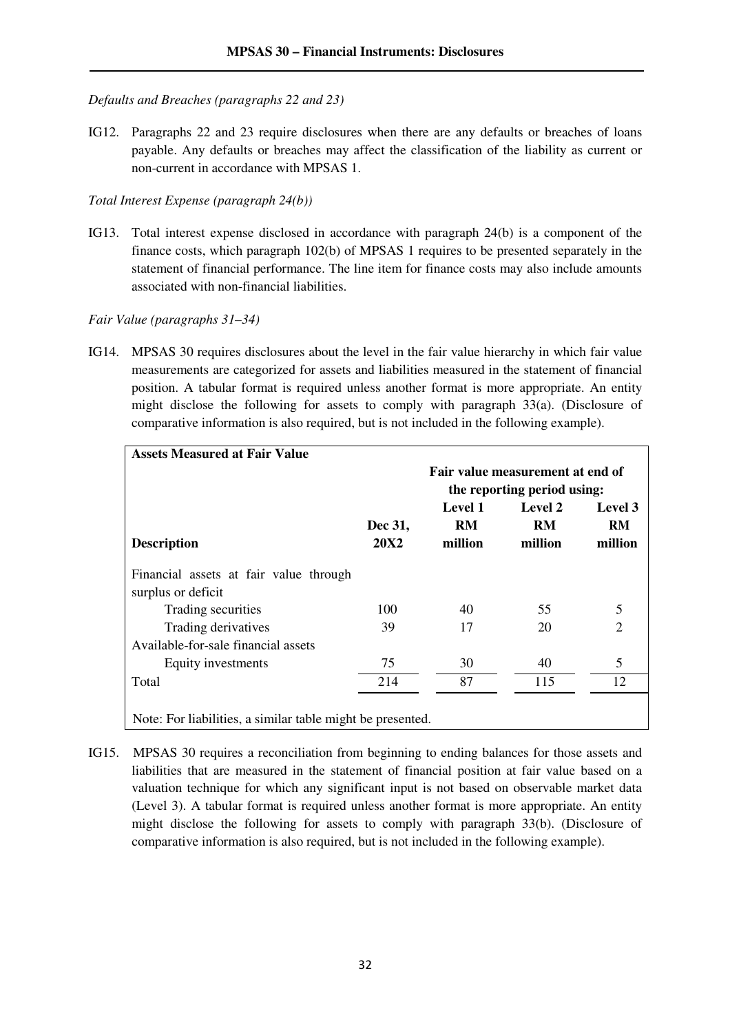*Defaults and Breaches (paragraphs 22 and 23)*

IG12. Paragraphs 22 and 23 require disclosures when there are any defaults or breaches of loans payable. Any defaults or breaches may affect the classification of the liability as current or non-current in accordance with MPSAS 1.

*Total Interest Expense (paragraph 24(b))*

IG13. Total interest expense disclosed in accordance with paragraph 24(b) is a component of the finance costs, which paragraph 102(b) of MPSAS 1 requires to be presented separately in the statement of financial performance. The line item for finance costs may also include amounts associated with non-financial liabilities.

*Fair Value (paragraphs 31–34)*

IG14. MPSAS 30 requires disclosures about the level in the fair value hierarchy in which fair value measurements are categorized for assets and liabilities measured in the statement of financial position. A tabular format is required unless another format is more appropriate. An entity might disclose the following for assets to comply with paragraph 33(a). (Disclosure of comparative information is also required, but is not included in the following example).

**Assets Measured at Fair Value**

| | | **Fair value measurement at end of the reporting period using:** | | |
|---|---|---|---|---|
| **Description** | **Dec 31, 20X2** | **Level 1 RM million** | **Level 2 RM million** | **Level 3 RM million** |
| Financial assets at fair value through surplus or deficit | | | | |
| Trading securities | 100 | 40 | 55 | 5 |
| Trading derivatives | 39 | 17 | 20 | 2 |
| Available-for-sale financial assets | | | | |
| Equity investments | 75 | 30 | 40 | 5 |
| Total | 214 | 87 | 115 | 12 |

Note: For liabilities, a similar table might be presented.

IG15. MPSAS 30 requires a reconciliation from beginning to ending balances for those assets and liabilities that are measured in the statement of financial position at fair value based on a valuation technique for which any significant input is not based on observable market data (Level 3). A tabular format is required unless another format is more appropriate. An entity might disclose the following for assets to comply with paragraph 33(b). (Disclosure of comparative information is also required, but is not included in the following example).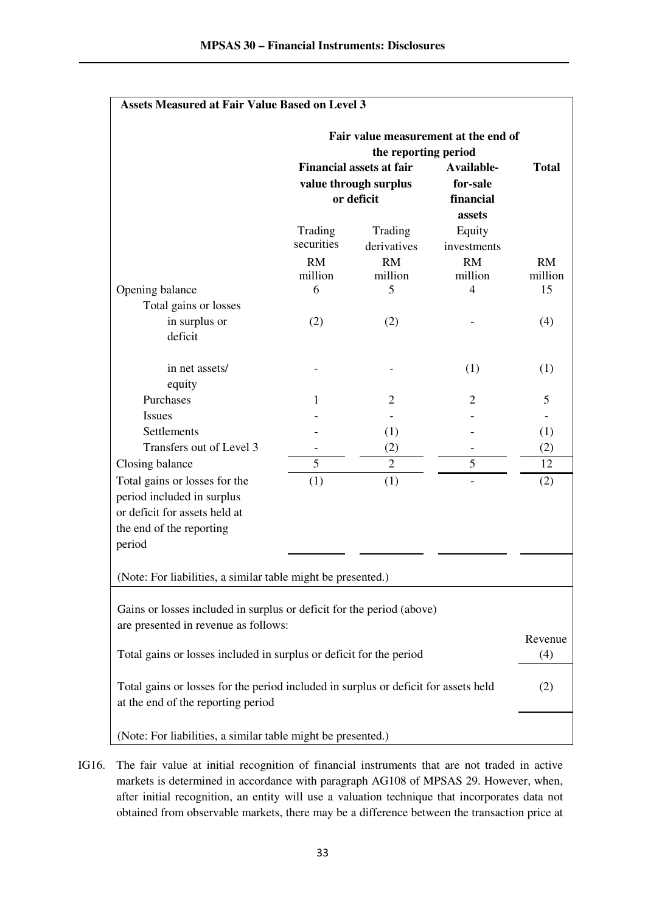**Assets Measured at Fair Value Based on Level 3**

| | Fair value measurement at the end of the reporting period | | | |
|---|---|---|---|---|
| | Financial assets at fair value through surplus or deficit | | Available-for-sale financial assets | Total |
| | Trading securities | Trading derivatives | Equity investments | |
| | RM million | RM million | RM million | RM million |
| Opening balance | 6 | 5 | 4 | 15 |
| Total gains or losses | | | | |
| in surplus or deficit | (2) | (2) | - | (4) |
| in net assets/ equity | - | - | (1) | (1) |
| Purchases | 1 | 2 | 2 | 5 |
| Issues | - | - | - | - |
| Settlements | - | (1) | - | (1) |
| Transfers out of Level 3 | - | (2) | - | (2) |
| Closing balance | 5 | 2 | 5 | 12 |
| Total gains or losses for the period included in surplus or deficit for assets held at the end of the reporting period | (1) | (1) | - | (2) |

(Note: For liabilities, a similar table might be presented.)

Gains or losses included in surplus or deficit for the period (above) are presented in revenue as follows:

| | Revenue |
|---|---|
| Total gains or losses included in surplus or deficit for the period | (4) |
| Total gains or losses for the period included in surplus or deficit for assets held at the end of the reporting period | (2) |

(Note: For liabilities, a similar table might be presented.)

IG16. The fair value at initial recognition of financial instruments that are not traded in active markets is determined in accordance with paragraph AG108 of MPSAS 29. However, when, after initial recognition, an entity will use a valuation technique that incorporates data not obtained from observable markets, there may be a difference between the transaction price at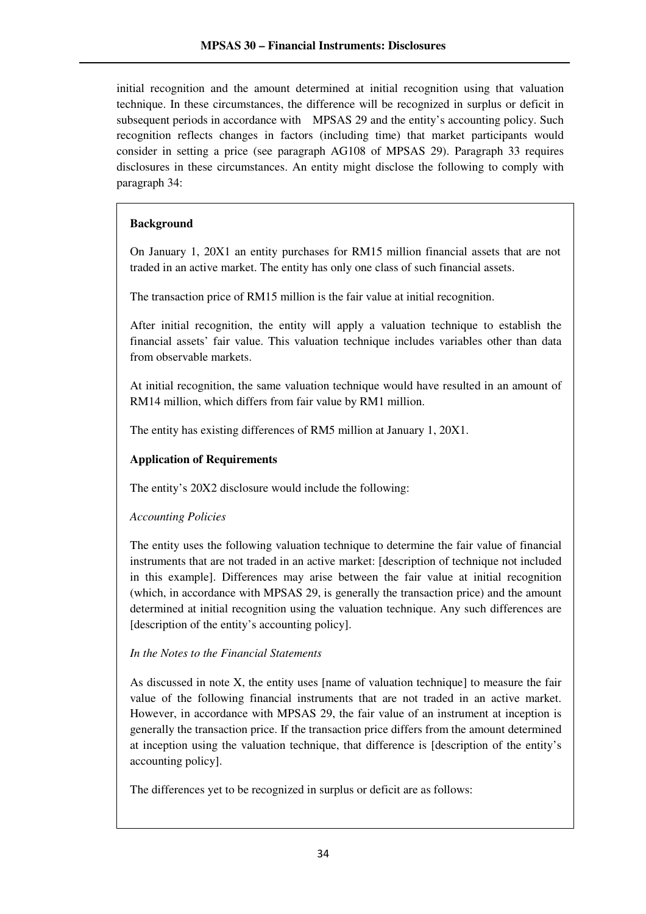initial recognition and the amount determined at initial recognition using that valuation technique. In these circumstances, the difference will be recognized in surplus or deficit in subsequent periods in accordance with MPSAS 29 and the entity's accounting policy. Such recognition reflects changes in factors (including time) that market participants would consider in setting a price (see paragraph AG108 of MPSAS 29). Paragraph 33 requires disclosures in these circumstances. An entity might disclose the following to comply with paragraph 34:

**Background**

On January 1, 20X1 an entity purchases for RM15 million financial assets that are not traded in an active market. The entity has only one class of such financial assets.

The transaction price of RM15 million is the fair value at initial recognition.

After initial recognition, the entity will apply a valuation technique to establish the financial assets' fair value. This valuation technique includes variables other than data from observable markets.

At initial recognition, the same valuation technique would have resulted in an amount of RM14 million, which differs from fair value by RM1 million.

The entity has existing differences of RM5 million at January 1, 20X1.

**Application of Requirements**

The entity's 20X2 disclosure would include the following:

*Accounting Policies*

The entity uses the following valuation technique to determine the fair value of financial instruments that are not traded in an active market: [description of technique not included in this example]. Differences may arise between the fair value at initial recognition (which, in accordance with MPSAS 29, is generally the transaction price) and the amount determined at initial recognition using the valuation technique. Any such differences are [description of the entity's accounting policy].

*In the Notes to the Financial Statements*

As discussed in note X, the entity uses [name of valuation technique] to measure the fair value of the following financial instruments that are not traded in an active market. However, in accordance with MPSAS 29, the fair value of an instrument at inception is generally the transaction price. If the transaction price differs from the amount determined at inception using the valuation technique, that difference is [description of the entity's accounting policy].

The differences yet to be recognized in surplus or deficit are as follows: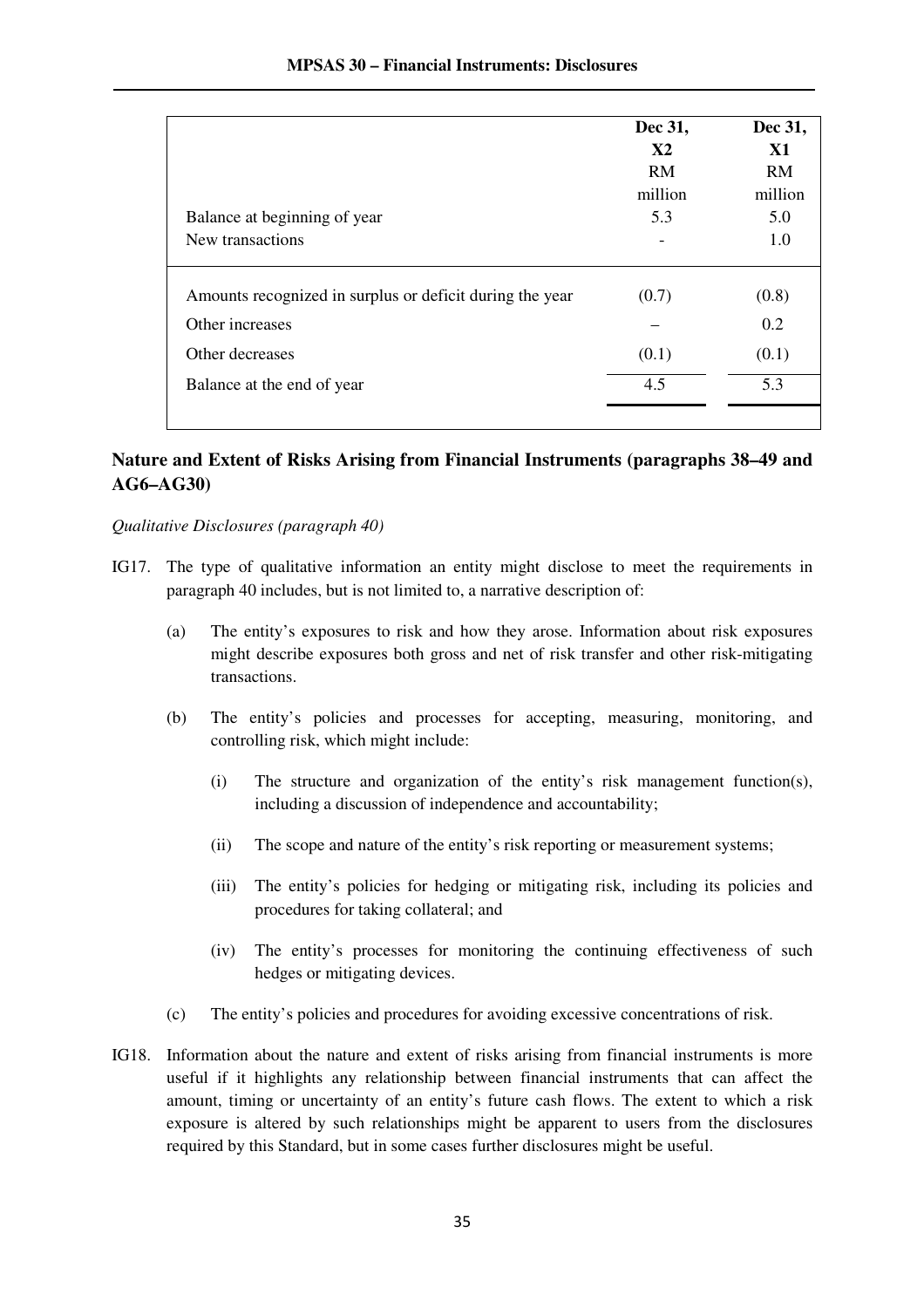| | Dec 31, X2 RM million | Dec 31, X1 RM million |
|---|---|---|
| Balance at beginning of year | 5.3 | 5.0 |
| New transactions | - | 1.0 |
| Amounts recognized in surplus or deficit during the year | (0.7) | (0.8) |
| Other increases | – | 0.2 |
| Other decreases | (0.1) | (0.1) |
| Balance at the end of year | 4.5 | 5.3 |

## Nature and Extent of Risks Arising from Financial Instruments (paragraphs 38–49 and AG6–AG30)

*Qualitative Disclosures (paragraph 40)*

IG17. The type of qualitative information an entity might disclose to meet the requirements in paragraph 40 includes, but is not limited to, a narrative description of:

(a) The entity's exposures to risk and how they arose. Information about risk exposures might describe exposures both gross and net of risk transfer and other risk-mitigating transactions.

(b) The entity's policies and processes for accepting, measuring, monitoring, and controlling risk, which might include:

(i) The structure and organization of the entity's risk management function(s), including a discussion of independence and accountability;

(ii) The scope and nature of the entity's risk reporting or measurement systems;

(iii) The entity's policies for hedging or mitigating risk, including its policies and procedures for taking collateral; and

(iv) The entity's processes for monitoring the continuing effectiveness of such hedges or mitigating devices.

(c) The entity's policies and procedures for avoiding excessive concentrations of risk.

IG18. Information about the nature and extent of risks arising from financial instruments is more useful if it highlights any relationship between financial instruments that can affect the amount, timing or uncertainty of an entity's future cash flows. The extent to which a risk exposure is altered by such relationships might be apparent to users from the disclosures required by this Standard, but in some cases further disclosures might be useful.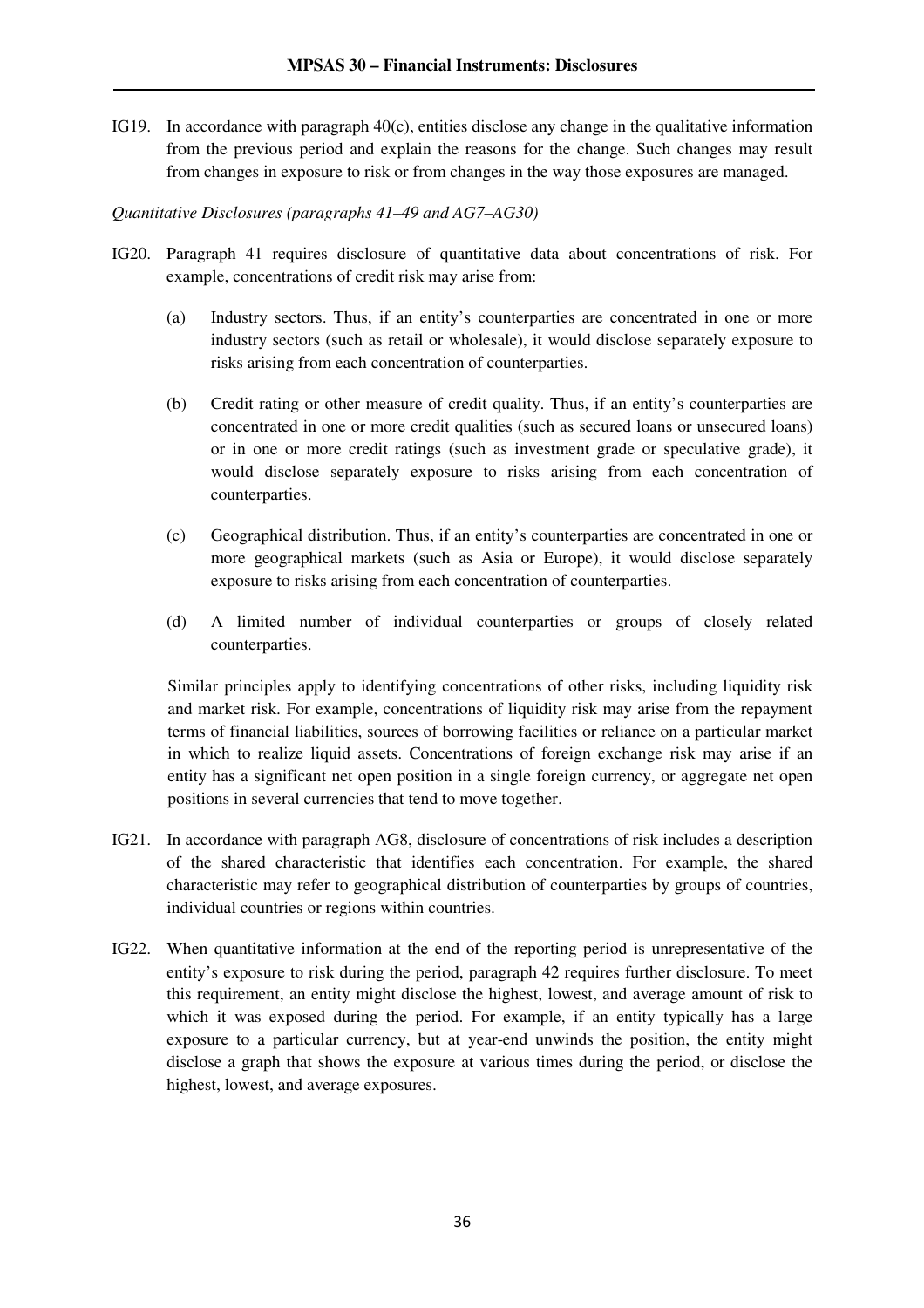IG19. In accordance with paragraph 40(c), entities disclose any change in the qualitative information from the previous period and explain the reasons for the change. Such changes may result from changes in exposure to risk or from changes in the way those exposures are managed.

*Quantitative Disclosures (paragraphs 41–49 and AG7–AG30)*

IG20. Paragraph 41 requires disclosure of quantitative data about concentrations of risk. For example, concentrations of credit risk may arise from:

(a) Industry sectors. Thus, if an entity's counterparties are concentrated in one or more industry sectors (such as retail or wholesale), it would disclose separately exposure to risks arising from each concentration of counterparties.

(b) Credit rating or other measure of credit quality. Thus, if an entity's counterparties are concentrated in one or more credit qualities (such as secured loans or unsecured loans) or in one or more credit ratings (such as investment grade or speculative grade), it would disclose separately exposure to risks arising from each concentration of counterparties.

(c) Geographical distribution. Thus, if an entity's counterparties are concentrated in one or more geographical markets (such as Asia or Europe), it would disclose separately exposure to risks arising from each concentration of counterparties.

(d) A limited number of individual counterparties or groups of closely related counterparties.

Similar principles apply to identifying concentrations of other risks, including liquidity risk and market risk. For example, concentrations of liquidity risk may arise from the repayment terms of financial liabilities, sources of borrowing facilities or reliance on a particular market in which to realize liquid assets. Concentrations of foreign exchange risk may arise if an entity has a significant net open position in a single foreign currency, or aggregate net open positions in several currencies that tend to move together.

IG21. In accordance with paragraph AG8, disclosure of concentrations of risk includes a description of the shared characteristic that identifies each concentration. For example, the shared characteristic may refer to geographical distribution of counterparties by groups of countries, individual countries or regions within countries.

IG22. When quantitative information at the end of the reporting period is unrepresentative of the entity's exposure to risk during the period, paragraph 42 requires further disclosure. To meet this requirement, an entity might disclose the highest, lowest, and average amount of risk to which it was exposed during the period. For example, if an entity typically has a large exposure to a particular currency, but at year-end unwinds the position, the entity might disclose a graph that shows the exposure at various times during the period, or disclose the highest, lowest, and average exposures.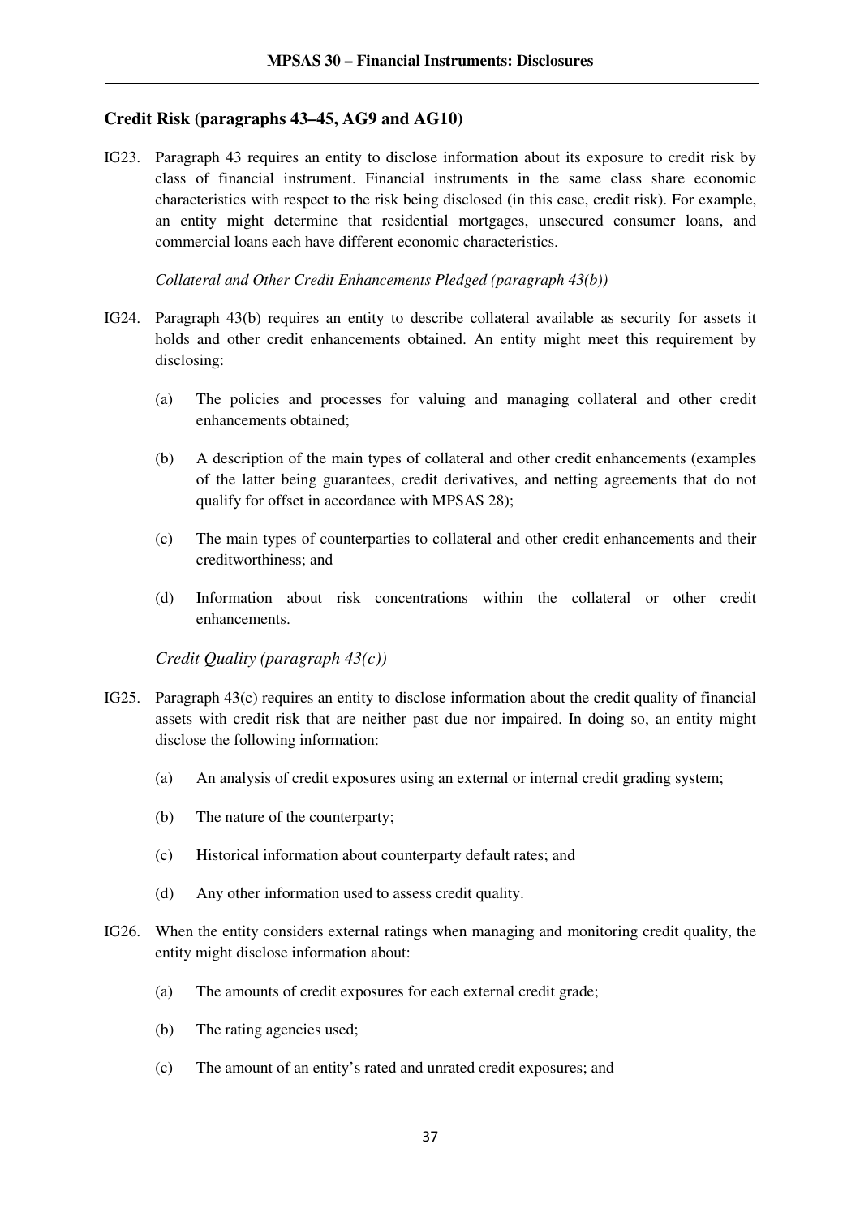## Credit Risk (paragraphs 43–45, AG9 and AG10)

IG23. Paragraph 43 requires an entity to disclose information about its exposure to credit risk by class of financial instrument. Financial instruments in the same class share economic characteristics with respect to the risk being disclosed (in this case, credit risk). For example, an entity might determine that residential mortgages, unsecured consumer loans, and commercial loans each have different economic characteristics.

*Collateral and Other Credit Enhancements Pledged (paragraph 43(b))*

IG24. Paragraph 43(b) requires an entity to describe collateral available as security for assets it holds and other credit enhancements obtained. An entity might meet this requirement by disclosing:

(a) The policies and processes for valuing and managing collateral and other credit enhancements obtained;

(b) A description of the main types of collateral and other credit enhancements (examples of the latter being guarantees, credit derivatives, and netting agreements that do not qualify for offset in accordance with MPSAS 28);

(c) The main types of counterparties to collateral and other credit enhancements and their creditworthiness; and

(d) Information about risk concentrations within the collateral or other credit enhancements.

*Credit Quality (paragraph 43(c))*

IG25. Paragraph 43(c) requires an entity to disclose information about the credit quality of financial assets with credit risk that are neither past due nor impaired. In doing so, an entity might disclose the following information:

(a) An analysis of credit exposures using an external or internal credit grading system;

(b) The nature of the counterparty;

(c) Historical information about counterparty default rates; and

(d) Any other information used to assess credit quality.

IG26. When the entity considers external ratings when managing and monitoring credit quality, the entity might disclose information about:

(a) The amounts of credit exposures for each external credit grade;

(b) The rating agencies used;

(c) The amount of an entity's rated and unrated credit exposures; and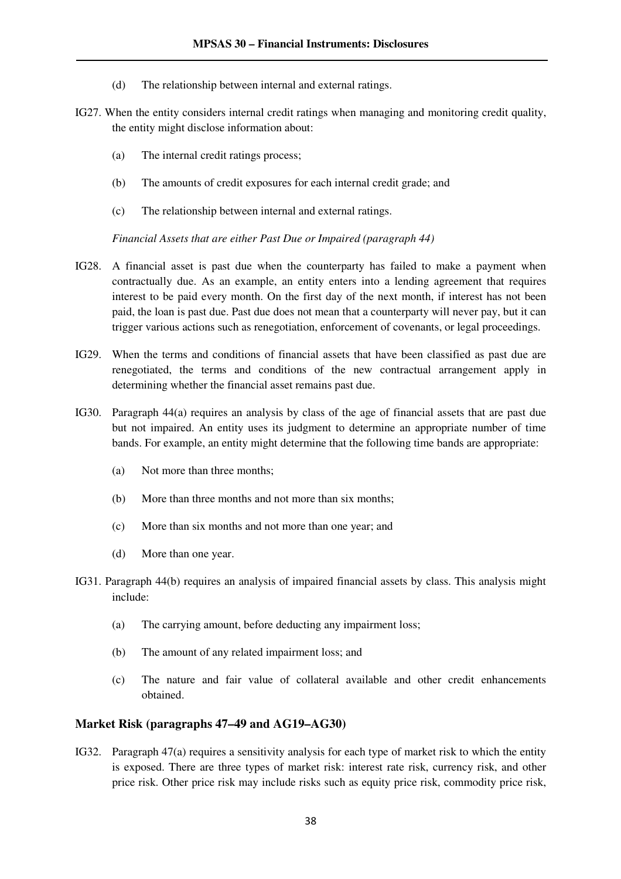(d) The relationship between internal and external ratings.

IG27. When the entity considers internal credit ratings when managing and monitoring credit quality, the entity might disclose information about:

(a) The internal credit ratings process;

(b) The amounts of credit exposures for each internal credit grade; and

(c) The relationship between internal and external ratings.

*Financial Assets that are either Past Due or Impaired (paragraph 44)*

IG28. A financial asset is past due when the counterparty has failed to make a payment when contractually due. As an example, an entity enters into a lending agreement that requires interest to be paid every month. On the first day of the next month, if interest has not been paid, the loan is past due. Past due does not mean that a counterparty will never pay, but it can trigger various actions such as renegotiation, enforcement of covenants, or legal proceedings.

IG29. When the terms and conditions of financial assets that have been classified as past due are renegotiated, the terms and conditions of the new contractual arrangement apply in determining whether the financial asset remains past due.

IG30. Paragraph 44(a) requires an analysis by class of the age of financial assets that are past due but not impaired. An entity uses its judgment to determine an appropriate number of time bands. For example, an entity might determine that the following time bands are appropriate:

(a) Not more than three months;

(b) More than three months and not more than six months;

(c) More than six months and not more than one year; and

(d) More than one year.

IG31. Paragraph 44(b) requires an analysis of impaired financial assets by class. This analysis might include:

(a) The carrying amount, before deducting any impairment loss;

(b) The amount of any related impairment loss; and

(c) The nature and fair value of collateral available and other credit enhancements obtained.

## Market Risk (paragraphs 47–49 and AG19–AG30)

IG32. Paragraph 47(a) requires a sensitivity analysis for each type of market risk to which the entity is exposed. There are three types of market risk: interest rate risk, currency risk, and other price risk. Other price risk may include risks such as equity price risk, commodity price risk,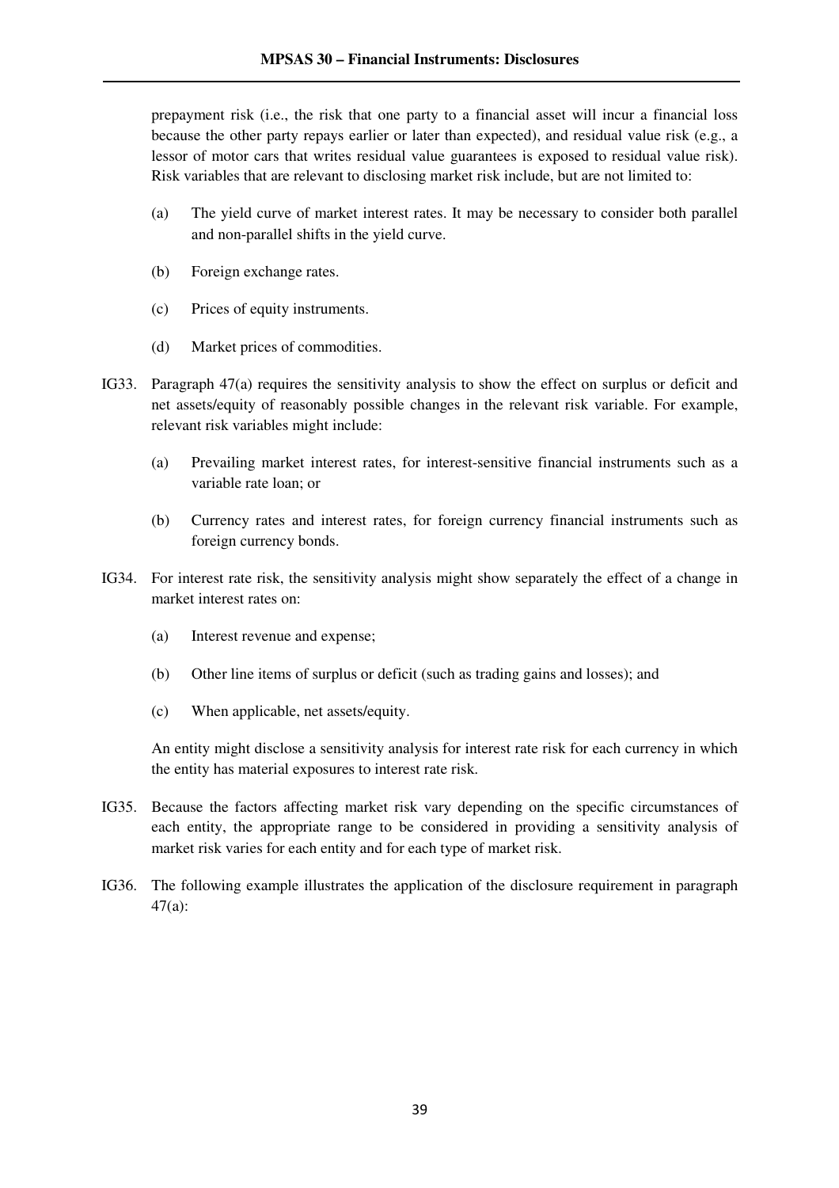prepayment risk (i.e., the risk that one party to a financial asset will incur a financial loss because the other party repays earlier or later than expected), and residual value risk (e.g., a lessor of motor cars that writes residual value guarantees is exposed to residual value risk). Risk variables that are relevant to disclosing market risk include, but are not limited to:

(a) The yield curve of market interest rates. It may be necessary to consider both parallel and non-parallel shifts in the yield curve.

(b) Foreign exchange rates.

(c) Prices of equity instruments.

(d) Market prices of commodities.

IG33. Paragraph 47(a) requires the sensitivity analysis to show the effect on surplus or deficit and net assets/equity of reasonably possible changes in the relevant risk variable. For example, relevant risk variables might include:

(a) Prevailing market interest rates, for interest-sensitive financial instruments such as a variable rate loan; or

(b) Currency rates and interest rates, for foreign currency financial instruments such as foreign currency bonds.

IG34. For interest rate risk, the sensitivity analysis might show separately the effect of a change in market interest rates on:

(a) Interest revenue and expense;

(b) Other line items of surplus or deficit (such as trading gains and losses); and

(c) When applicable, net assets/equity.

An entity might disclose a sensitivity analysis for interest rate risk for each currency in which the entity has material exposures to interest rate risk.

IG35. Because the factors affecting market risk vary depending on the specific circumstances of each entity, the appropriate range to be considered in providing a sensitivity analysis of market risk varies for each entity and for each type of market risk.

IG36. The following example illustrates the application of the disclosure requirement in paragraph 47(a):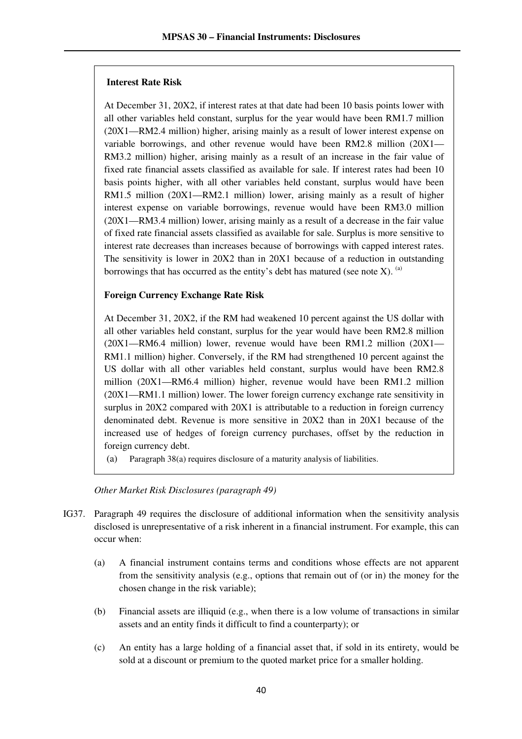**Interest Rate Risk**

At December 31, 20X2, if interest rates at that date had been 10 basis points lower with all other variables held constant, surplus for the year would have been RM1.7 million (20X1—RM2.4 million) higher, arising mainly as a result of lower interest expense on variable borrowings, and other revenue would have been RM2.8 million (20X1—RM3.2 million) higher, arising mainly as a result of an increase in the fair value of fixed rate financial assets classified as available for sale. If interest rates had been 10 basis points higher, with all other variables held constant, surplus would have been RM1.5 million (20X1—RM2.1 million) lower, arising mainly as a result of higher interest expense on variable borrowings, revenue would have been RM3.0 million (20X1—RM3.4 million) lower, arising mainly as a result of a decrease in the fair value of fixed rate financial assets classified as available for sale. Surplus is more sensitive to interest rate decreases than increases because of borrowings with capped interest rates. The sensitivity is lower in 20X2 than in 20X1 because of a reduction in outstanding borrowings that has occurred as the entity's debt has matured (see note X). [(a)]

**Foreign Currency Exchange Rate Risk**

At December 31, 20X2, if the RM had weakened 10 percent against the US dollar with all other variables held constant, surplus for the year would have been RM2.8 million (20X1—RM6.4 million) lower, revenue would have been RM1.2 million (20X1—RM1.1 million) higher. Conversely, if the RM had strengthened 10 percent against the US dollar with all other variables held constant, surplus would have been RM2.8 million (20X1—RM6.4 million) higher, revenue would have been RM1.2 million (20X1—RM1.1 million) lower. The lower foreign currency exchange rate sensitivity in surplus in 20X2 compared with 20X1 is attributable to a reduction in foreign currency denominated debt. Revenue is more sensitive in 20X2 than in 20X1 because of the increased use of hedges of foreign currency purchases, offset by the reduction in foreign currency debt.

(a) Paragraph 38(a) requires disclosure of a maturity analysis of liabilities.

*Other Market Risk Disclosures (paragraph 49)*

IG37. Paragraph 49 requires the disclosure of additional information when the sensitivity analysis disclosed is unrepresentative of a risk inherent in a financial instrument. For example, this can occur when:

(a) A financial instrument contains terms and conditions whose effects are not apparent from the sensitivity analysis (e.g., options that remain out of (or in) the money for the chosen change in the risk variable);

(b) Financial assets are illiquid (e.g., when there is a low volume of transactions in similar assets and an entity finds it difficult to find a counterparty); or

(c) An entity has a large holding of a financial asset that, if sold in its entirety, would be sold at a discount or premium to the quoted market price for a smaller holding.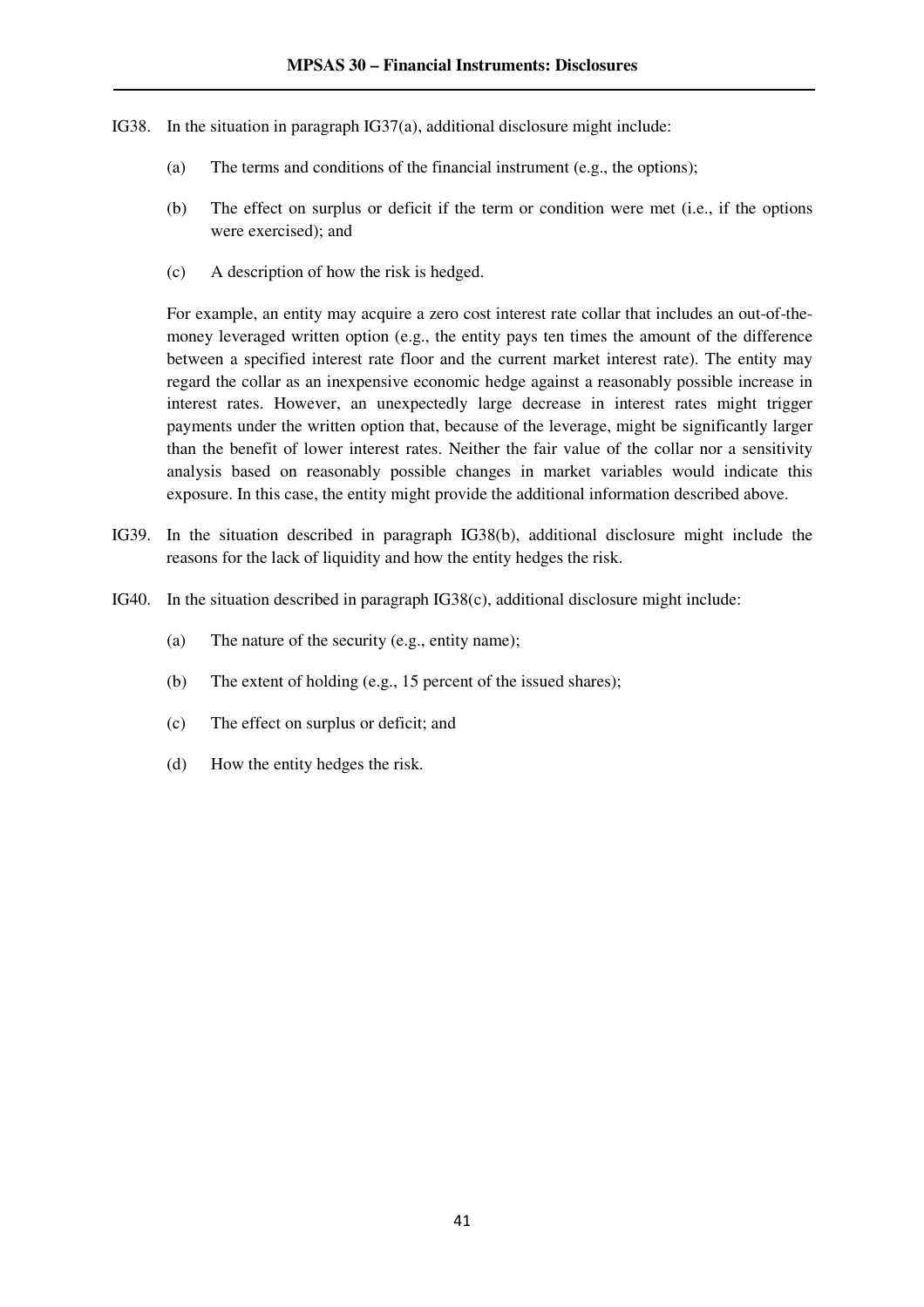IG38. In the situation in paragraph IG37(a), additional disclosure might include:

(a) The terms and conditions of the financial instrument (e.g., the options);

(b) The effect on surplus or deficit if the term or condition were met (i.e., if the options were exercised); and

(c) A description of how the risk is hedged.

For example, an entity may acquire a zero cost interest rate collar that includes an out-of-the-money leveraged written option (e.g., the entity pays ten times the amount of the difference between a specified interest rate floor and the current market interest rate). The entity may regard the collar as an inexpensive economic hedge against a reasonably possible increase in interest rates. However, an unexpectedly large decrease in interest rates might trigger payments under the written option that, because of the leverage, might be significantly larger than the benefit of lower interest rates. Neither the fair value of the collar nor a sensitivity analysis based on reasonably possible changes in market variables would indicate this exposure. In this case, the entity might provide the additional information described above.

IG39. In the situation described in paragraph IG38(b), additional disclosure might include the reasons for the lack of liquidity and how the entity hedges the risk.

IG40. In the situation described in paragraph IG38(c), additional disclosure might include:

(a) The nature of the security (e.g., entity name);

(b) The extent of holding (e.g., 15 percent of the issued shares);

(c) The effect on surplus or deficit; and

(d) How the entity hedges the risk.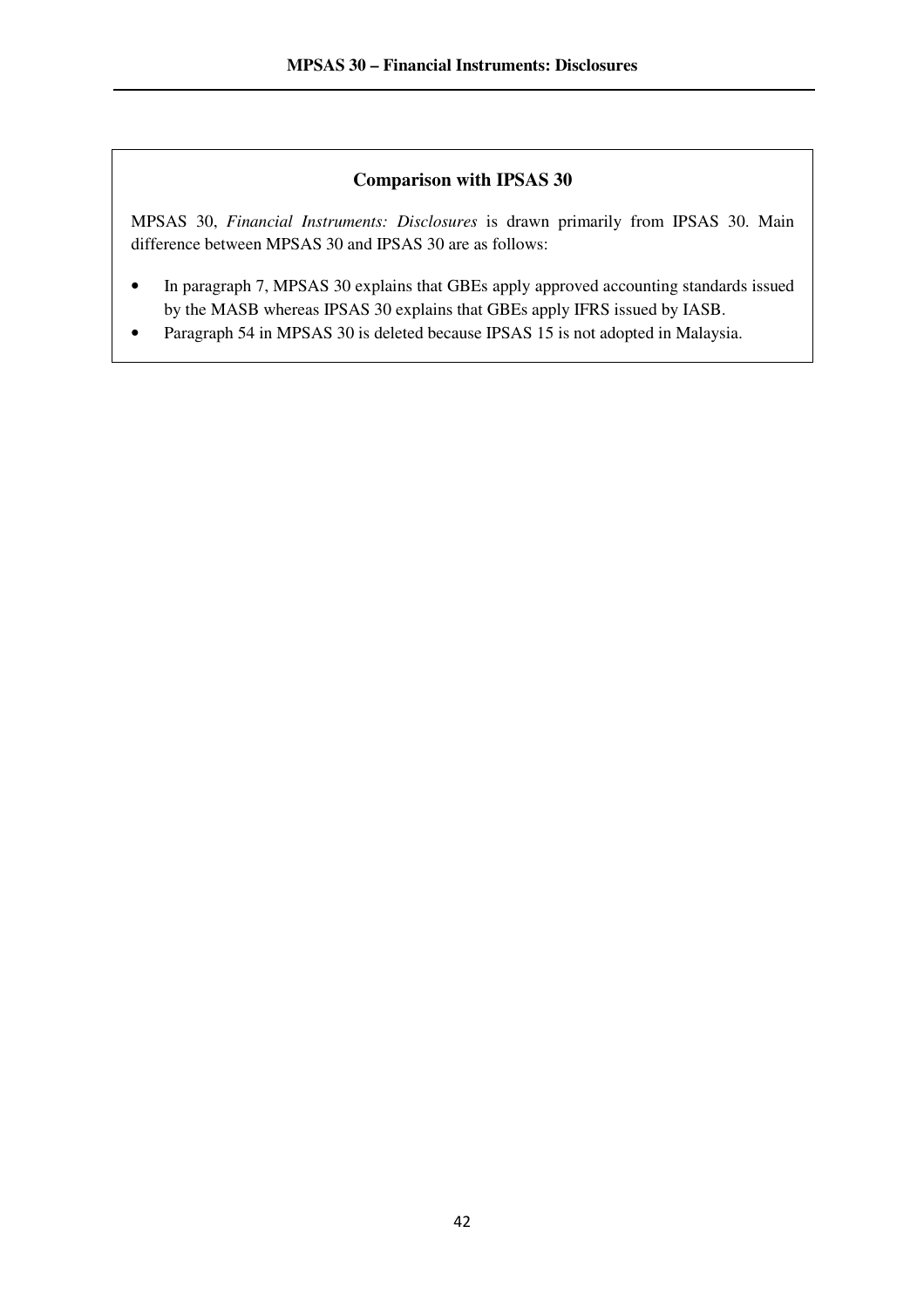## Comparison with IPSAS 30

MPSAS 30, *Financial Instruments: Disclosures* is drawn primarily from IPSAS 30. Main difference between MPSAS 30 and IPSAS 30 are as follows:

- In paragraph 7, MPSAS 30 explains that GBEs apply approved accounting standards issued by the MASB whereas IPSAS 30 explains that GBEs apply IFRS issued by IASB.
- Paragraph 54 in MPSAS 30 is deleted because IPSAS 15 is not adopted in Malaysia.